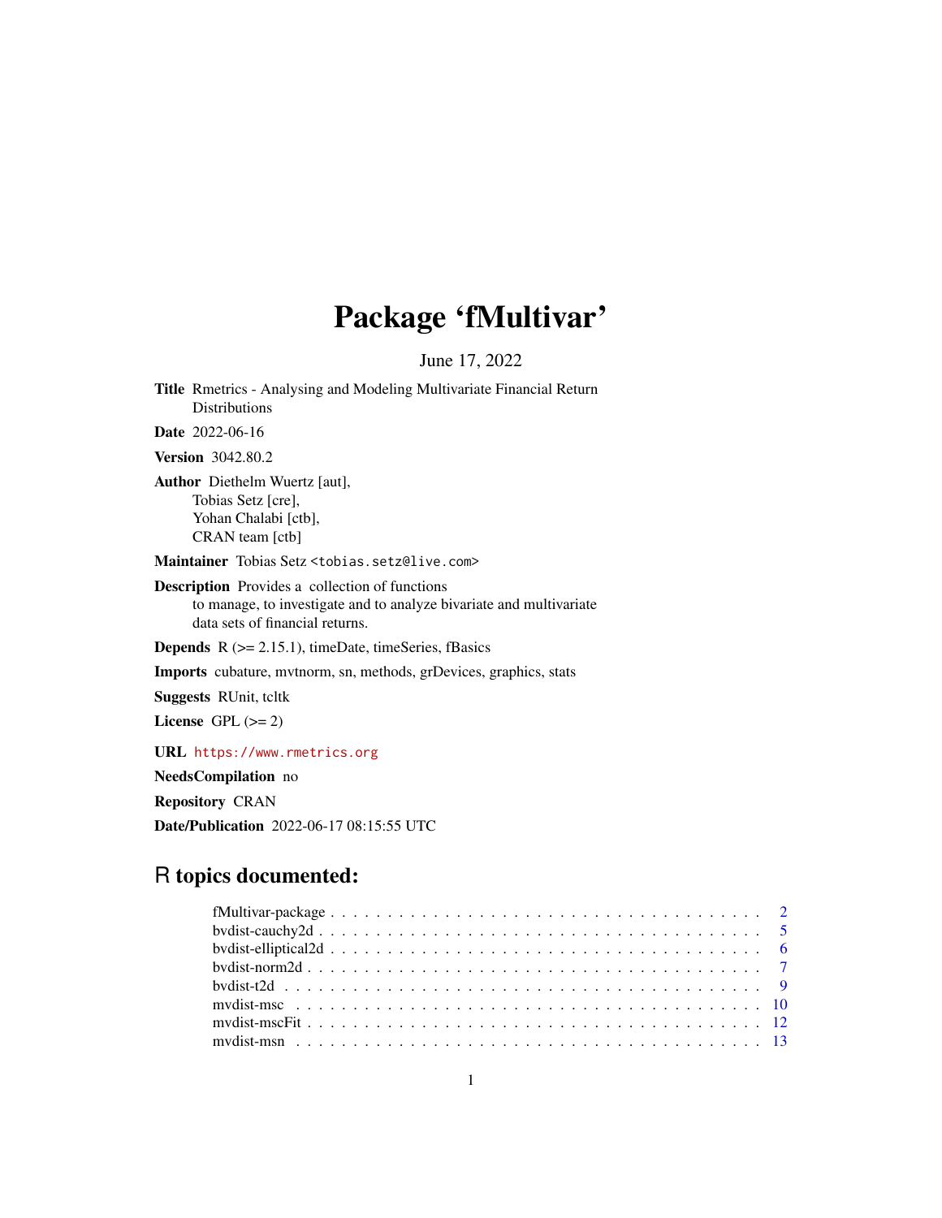# Package 'fMultivar'

June 17, 2022

**Title** Rmetrics - Analysing and Modeling Multivariate Financial Return Distributions

**Date** 2022-06-16

**Version** 3042.80.2

**Author** Diethelm Wuertz [aut],
Tobias Setz [cre],
Yohan Chalabi [ctb],
CRAN team [ctb]

**Maintainer** Tobias Setz <tobias.setz@live.com>

**Description** Provides a collection of functions to manage, to investigate and to analyze bivariate and multivariate data sets of financial returns.

**Depends** R (>= 2.15.1), timeDate, timeSeries, fBasics

**Imports** cubature, mvtnorm, sn, methods, grDevices, graphics, stats

**Suggests** RUnit, tcltk

**License** GPL (>= 2)

**URL** https://www.rmetrics.org

**NeedsCompilation** no

**Repository** CRAN

**Date/Publication** 2022-06-17 08:15:55 UTC

## R topics documented:

| | |
|---|---|
| fMultivar-package | 2 |
| bvdist-cauchy2d | 5 |
| bvdist-elliptical2d | 6 |
| bvdist-norm2d | 7 |
| bvdist-t2d | 9 |
| mvdist-msc | 10 |
| mvdist-mscFit | 12 |
| mvdist-msn | 13 |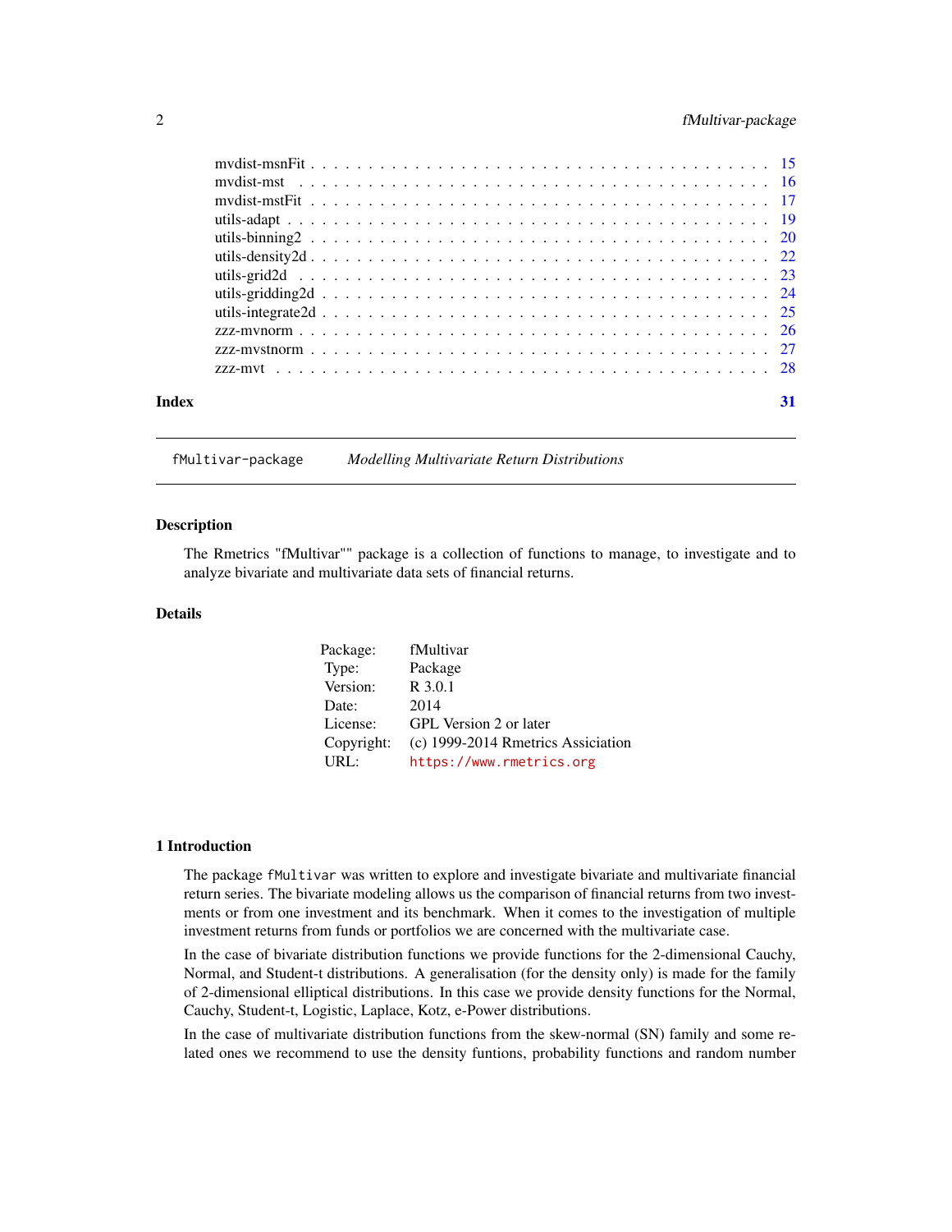| | |
|---|---|
| mvdist-msnFit | 15 |
| mvdist-mst | 16 |
| mvdist-mstFit | 17 |
| utils-adapt | 19 |
| utils-binning2 | 20 |
| utils-density2d | 22 |
| utils-grid2d | 23 |
| utils-gridding2d | 24 |
| utils-integrate2d | 25 |
| zzz-mvnorm | 26 |
| zzz-mvstnorm | 27 |
| zzz-mvt | 28 |

**Index** **31**

---

`fMultivar-package` *Modelling Multivariate Return Distributions*

---

## Description

The Rmetrics "fMultivar"" package is a collection of functions to manage, to investigate and to analyze bivariate and multivariate data sets of financial returns.

## Details

| | |
|---|---|
| Package: | fMultivar |
| Type: | Package |
| Version: | R 3.0.1 |
| Date: | 2014 |
| License: | GPL Version 2 or later |
| Copyright: | (c) 1999-2014 Rmetrics Assiciation |
| URL: | https://www.rmetrics.org |

## 1 Introduction

The package `fMultivar` was written to explore and investigate bivariate and multivariate financial return series. The bivariate modeling allows us the comparison of financial returns from two investments or from one investment and its benchmark. When it comes to the investigation of multiple investment returns from funds or portfolios we are concerned with the multivariate case.

In the case of bivariate distribution functions we provide functions for the 2-dimensional Cauchy, Normal, and Student-t distributions. A generalisation (for the density only) is made for the family of 2-dimensional elliptical distributions. In this case we provide density functions for the Normal, Cauchy, Student-t, Logistic, Laplace, Kotz, e-Power distributions.

In the case of multivariate distribution functions from the skew-normal (SN) family and some related ones we recommend to use the density funtions, probability functions and random number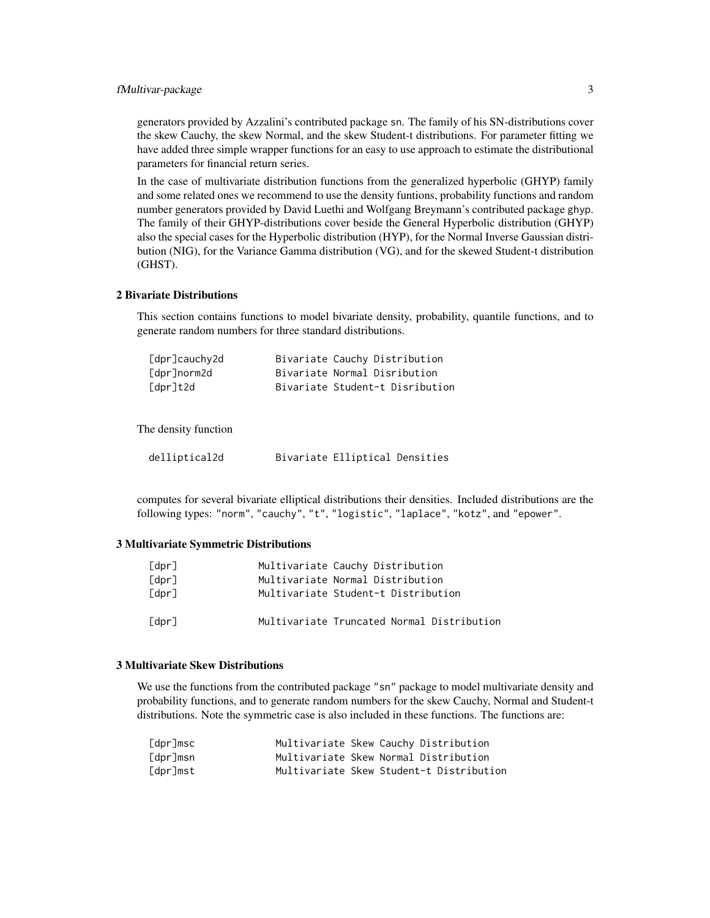generators provided by Azzalini's contributed package sn. The family of his SN-distributions cover the skew Cauchy, the skew Normal, and the skew Student-t distributions. For parameter fitting we have added three simple wrapper functions for an easy to use approach to estimate the distributional parameters for financial return series.

In the case of multivariate distribution functions from the generalized hyperbolic (GHYP) family and some related ones we recommend to use the density funtions, probability functions and random number generators provided by David Luethi and Wolfgang Breymann's contributed package ghyp. The family of their GHYP-distributions cover beside the General Hyperbolic distribution (GHYP) also the special cases for the Hyperbolic distribution (HYP), for the Normal Inverse Gaussian distribution (NIG), for the Variance Gamma distribution (VG), and for the skewed Student-t distribution (GHST).

### 2 Bivariate Distributions

This section contains functions to model bivariate density, probability, quantile functions, and to generate random numbers for three standard distributions.

```
[dpr]cauchy2d        Bivariate Cauchy Distribution
[dpr]norm2d          Bivariate Normal Disribution
[dpr]t2d             Bivariate Student-t Disribution
```

The density function

```
delliptical2d        Bivariate Elliptical Densities
```

computes for several bivariate elliptical distributions their densities. Included distributions are the following types: "norm", "cauchy", "t", "logistic", "laplace", "kotz", and "epower".

### 3 Multivariate Symmetric Distributions

```
[dpr]             Multivariate Cauchy Distribution
[dpr]             Multivariate Normal Distribution
[dpr]             Multivariate Student-t Distribution

[dpr]             Multivariate Truncated Normal Distribution
```

### 3 Multivariate Skew Distributions

We use the functions from the contributed package "sn" package to model multivariate density and probability functions, and to generate random numbers for the skew Cauchy, Normal and Student-t distributions. Note the symmetric case is also included in these functions. The functions are:

```
[dpr]msc             Multivariate Skew Cauchy Distribution
[dpr]msn             Multivariate Skew Normal Distribution
[dpr]mst             Multivariate Skew Student-t Distribution
```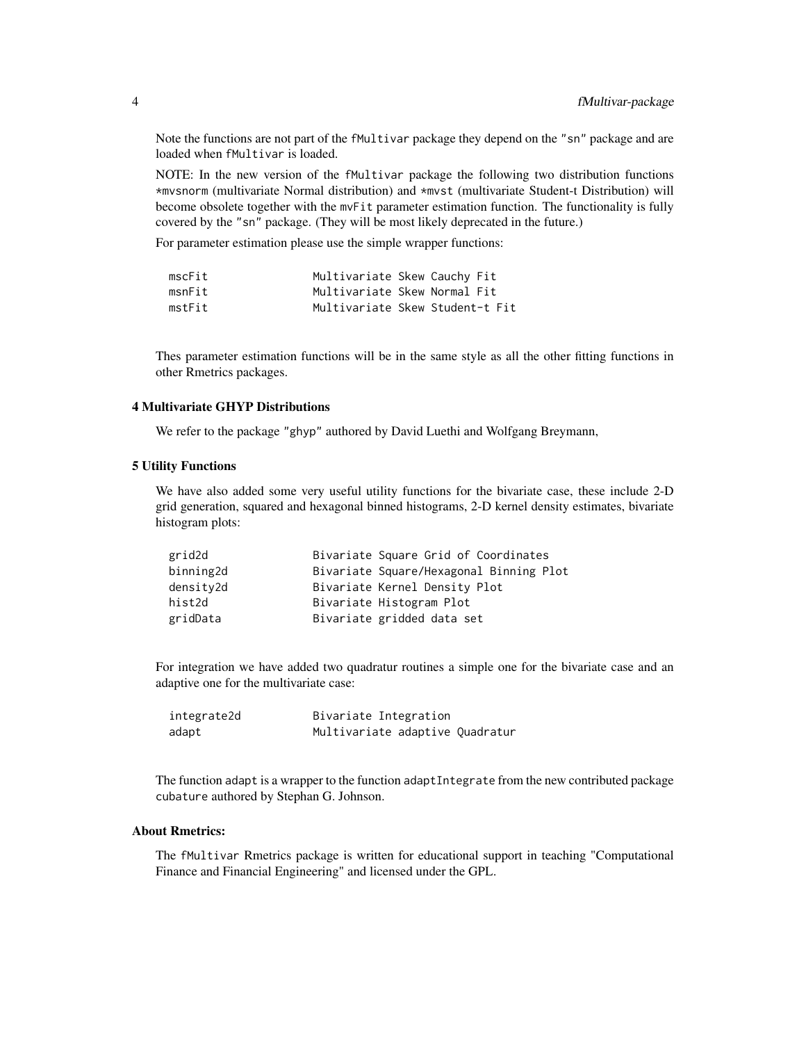Note the functions are not part of the `fMultivar` package they depend on the `"sn"` package and are loaded when `fMultivar` is loaded.

NOTE: In the new version of the `fMultivar` package the following two distribution functions `*mvsnorm` (multivariate Normal distribution) and `*mvst` (multivariate Student-t Distribution) will become obsolete together with the `mvFit` parameter estimation function. The functionality is fully covered by the `"sn"` package. (They will be most likely deprecated in the future.)

For parameter estimation please use the simple wrapper functions:

```
mscFit              Multivariate Skew Cauchy Fit
msnFit              Multivariate Skew Normal Fit
mstFit              Multivariate Skew Student-t Fit
```

Thes parameter estimation functions will be in the same style as all the other fitting functions in other Rmetrics packages.

### 4 Multivariate GHYP Distributions

We refer to the package `"ghyp"` authored by David Luethi and Wolfgang Breymann,

### 5 Utility Functions

We have also added some very useful utility functions for the bivariate case, these include 2-D grid generation, squared and hexagonal binned histograms, 2-D kernel density estimates, bivariate histogram plots:

```
grid2d              Bivariate Square Grid of Coordinates
binning2d           Bivariate Square/Hexagonal Binning Plot
density2d           Bivariate Kernel Density Plot
hist2d              Bivariate Histogram Plot
gridData            Bivariate gridded data set
```

For integration we have added two quadratur routines a simple one for the bivariate case and an adaptive one for the multivariate case:

```
integrate2d         Bivariate Integration
adapt               Multivariate adaptive Quadratur
```

The function `adapt` is a wrapper to the function `adaptIntegrate` from the new contributed package `cubature` authored by Stephan G. Johnson.

### About Rmetrics:

The `fMultivar` Rmetrics package is written for educational support in teaching "Computational Finance and Financial Engineering" and licensed under the GPL.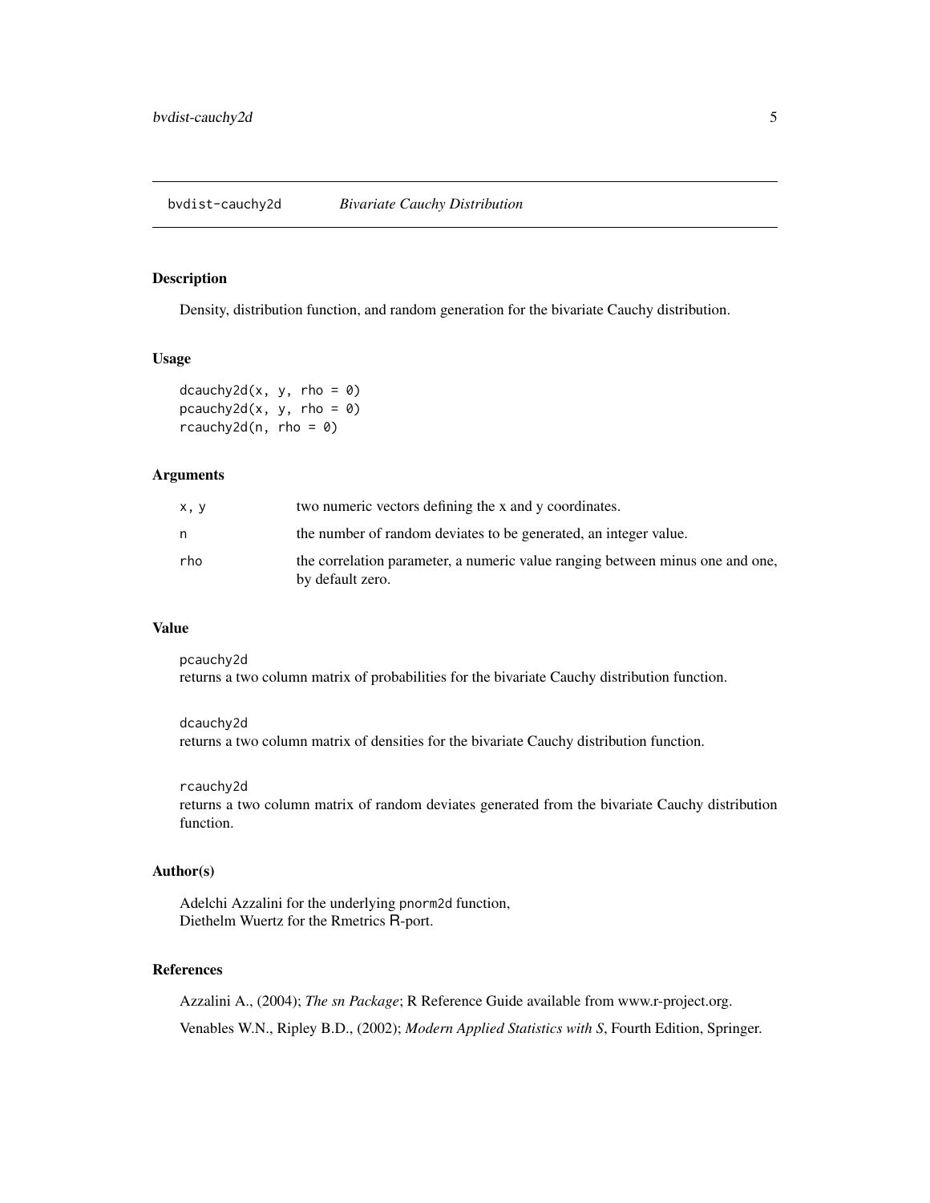## bvdist-cauchy2d *Bivariate Cauchy Distribution*

### Description

Density, distribution function, and random generation for the bivariate Cauchy distribution.

### Usage

```
dcauchy2d(x, y, rho = 0)
pcauchy2d(x, y, rho = 0)
rcauchy2d(n, rho = 0)
```

### Arguments

| | |
|---|---|
| x, y | two numeric vectors defining the x and y coordinates. |
| n | the number of random deviates to be generated, an integer value. |
| rho | the correlation parameter, a numeric value ranging between minus one and one, by default zero. |

### Value

`pcauchy2d`
returns a two column matrix of probabilities for the bivariate Cauchy distribution function.

`dcauchy2d`
returns a two column matrix of densities for the bivariate Cauchy distribution function.

`rcauchy2d`
returns a two column matrix of random deviates generated from the bivariate Cauchy distribution function.

### Author(s)

Adelchi Azzalini for the underlying `pnorm2d` function,
Diethelm Wuertz for the Rmetrics R-port.

### References

Azzalini A., (2004); *The sn Package*; R Reference Guide available from www.r-project.org.

Venables W.N., Ripley B.D., (2002); *Modern Applied Statistics with S*, Fourth Edition, Springer.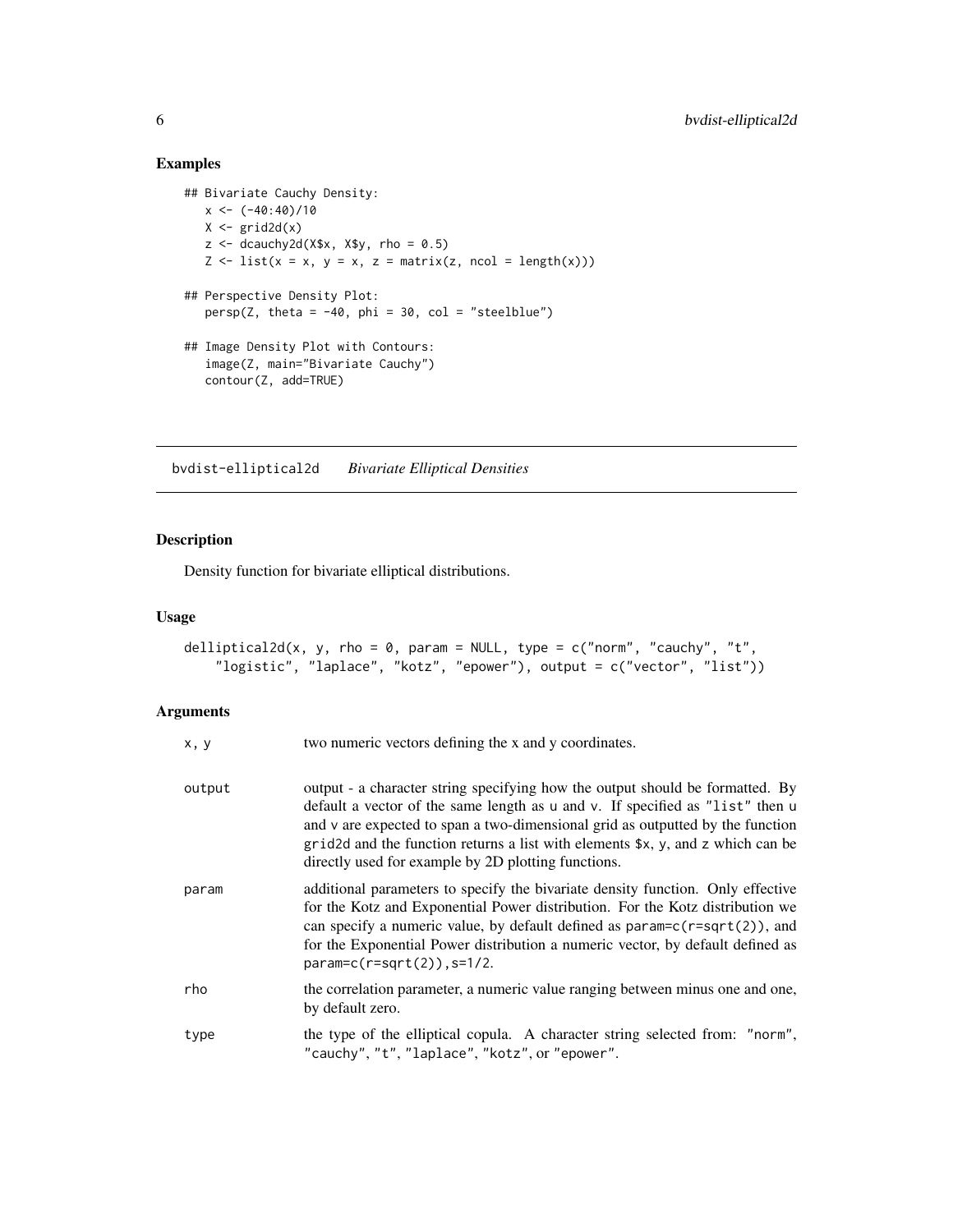## Examples

```
## Bivariate Cauchy Density:
   x <- (-40:40)/10
   X <- grid2d(x)
   z <- dcauchy2d(X$x, X$y, rho = 0.5)
   Z <- list(x = x, y = x, z = matrix(z, ncol = length(x)))

## Perspective Density Plot:
   persp(Z, theta = -40, phi = 30, col = "steelblue")

## Image Density Plot with Contours:
   image(Z, main="Bivariate Cauchy")
   contour(Z, add=TRUE)
```

---

# bvdist-elliptical2d    *Bivariate Elliptical Densities*

---

## Description

Density function for bivariate elliptical distributions.

## Usage

```
delliptical2d(x, y, rho = 0, param = NULL, type = c("norm", "cauchy", "t",
    "logistic", "laplace", "kotz", "epower"), output = c("vector", "list"))
```

## Arguments

| | |
|---|---|
| `x, y` | two numeric vectors defining the x and y coordinates. |
| `output` | output - a character string specifying how the output should be formatted. By default a vector of the same length as `u` and `v`. If specified as `"list"` then `u` and `v` are expected to span a two-dimensional grid as outputted by the function `grid2d` and the function returns a list with elements `$x`, `y`, and `z` which can be directly used for example by 2D plotting functions. |
| `param` | additional parameters to specify the bivariate density function. Only effective for the Kotz and Exponential Power distribution. For the Kotz distribution we can specify a numeric value, by default defined as `param=c(r=sqrt(2))`, and for the Exponential Power distribution a numeric vector, by default defined as `param=c(r=sqrt(2)),s=1/2`. |
| `rho` | the correlation parameter, a numeric value ranging between minus one and one, by default zero. |
| `type` | the type of the elliptical copula. A character string selected from: `"norm"`, `"cauchy"`, `"t"`, `"laplace"`, `"kotz"`, or `"epower"`. |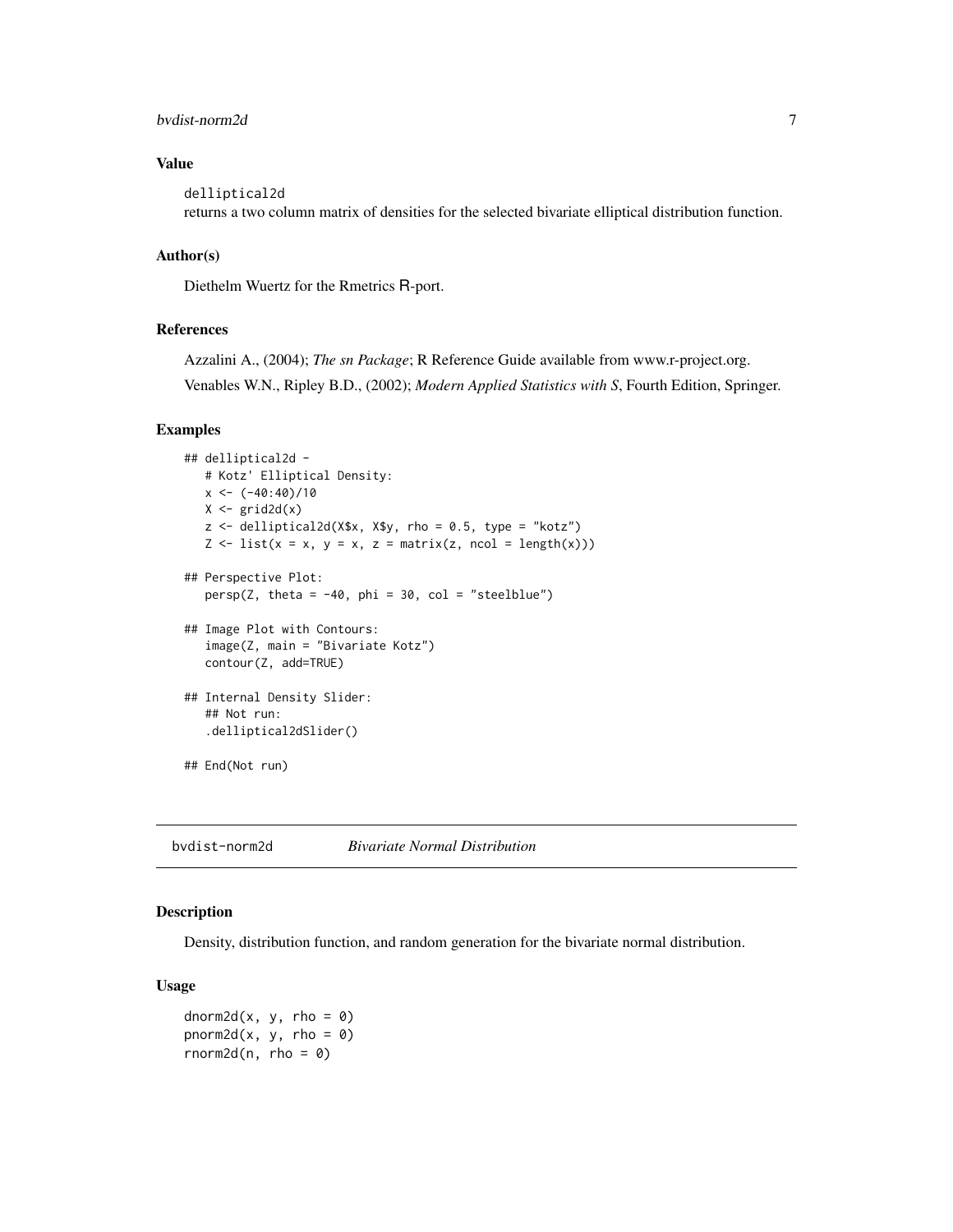### Value

`delliptical2d`
returns a two column matrix of densities for the selected bivariate elliptical distribution function.

### Author(s)

Diethelm Wuertz for the Rmetrics R-port.

### References

Azzalini A., (2004); *The sn Package*; R Reference Guide available from www.r-project.org.

Venables W.N., Ripley B.D., (2002); *Modern Applied Statistics with S*, Fourth Edition, Springer.

### Examples

```
## delliptical2d -
   # Kotz' Elliptical Density:
   x <- (-40:40)/10
   X <- grid2d(x)
   z <- delliptical2d(X$x, X$y, rho = 0.5, type = "kotz")
   Z <- list(x = x, y = x, z = matrix(z, ncol = length(x)))

## Perspective Plot:
   persp(Z, theta = -40, phi = 30, col = "steelblue")

## Image Plot with Contours:
   image(Z, main = "Bivariate Kotz")
   contour(Z, add=TRUE)

## Internal Density Slider:
   ## Not run:
   .delliptical2dSlider()

## End(Not run)
```

---

## bvdist-norm2d *Bivariate Normal Distribution*

### Description

Density, distribution function, and random generation for the bivariate normal distribution.

### Usage

```
dnorm2d(x, y, rho = 0)
pnorm2d(x, y, rho = 0)
rnorm2d(n, rho = 0)
```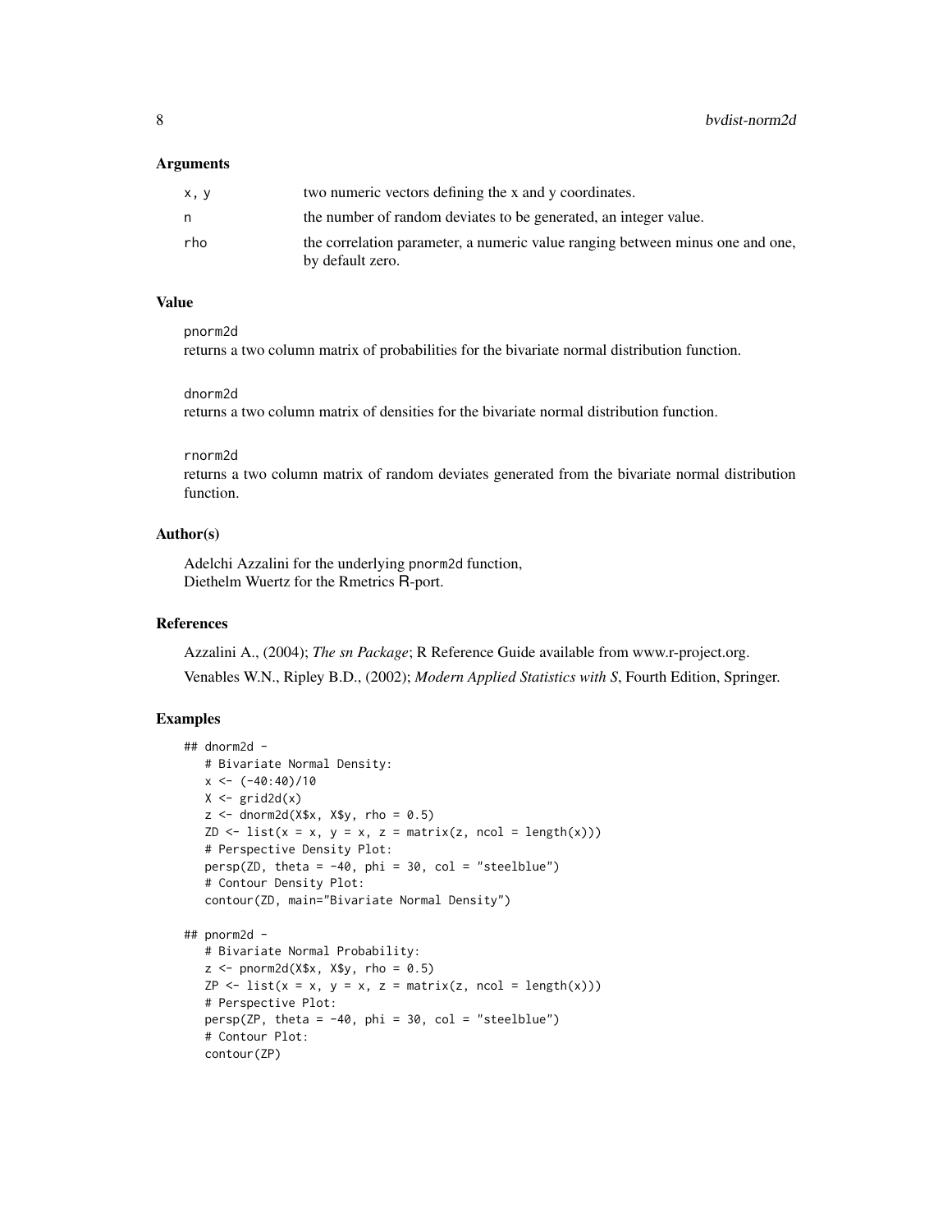### Arguments

| | |
|---|---|
| x, y | two numeric vectors defining the x and y coordinates. |
| n | the number of random deviates to be generated, an integer value. |
| rho | the correlation parameter, a numeric value ranging between minus one and one, by default zero. |

### Value

pnorm2d
returns a two column matrix of probabilities for the bivariate normal distribution function.

dnorm2d
returns a two column matrix of densities for the bivariate normal distribution function.

rnorm2d
returns a two column matrix of random deviates generated from the bivariate normal distribution function.

### Author(s)

Adelchi Azzalini for the underlying pnorm2d function,
Diethelm Wuertz for the Rmetrics R-port.

### References

Azzalini A., (2004); *The sn Package*; R Reference Guide available from www.r-project.org.

Venables W.N., Ripley B.D., (2002); *Modern Applied Statistics with S*, Fourth Edition, Springer.

### Examples

```
## dnorm2d -
   # Bivariate Normal Density:
   x <- (-40:40)/10
   X <- grid2d(x)
   z <- dnorm2d(X$x, X$y, rho = 0.5)
   ZD <- list(x = x, y = x, z = matrix(z, ncol = length(x)))
   # Perspective Density Plot:
   persp(ZD, theta = -40, phi = 30, col = "steelblue")
   # Contour Density Plot:
   contour(ZD, main="Bivariate Normal Density")

## pnorm2d -
   # Bivariate Normal Probability:
   z <- pnorm2d(X$x, X$y, rho = 0.5)
   ZP <- list(x = x, y = x, z = matrix(z, ncol = length(x)))
   # Perspective Plot:
   persp(ZP, theta = -40, phi = 30, col = "steelblue")
   # Contour Plot:
   contour(ZP)
```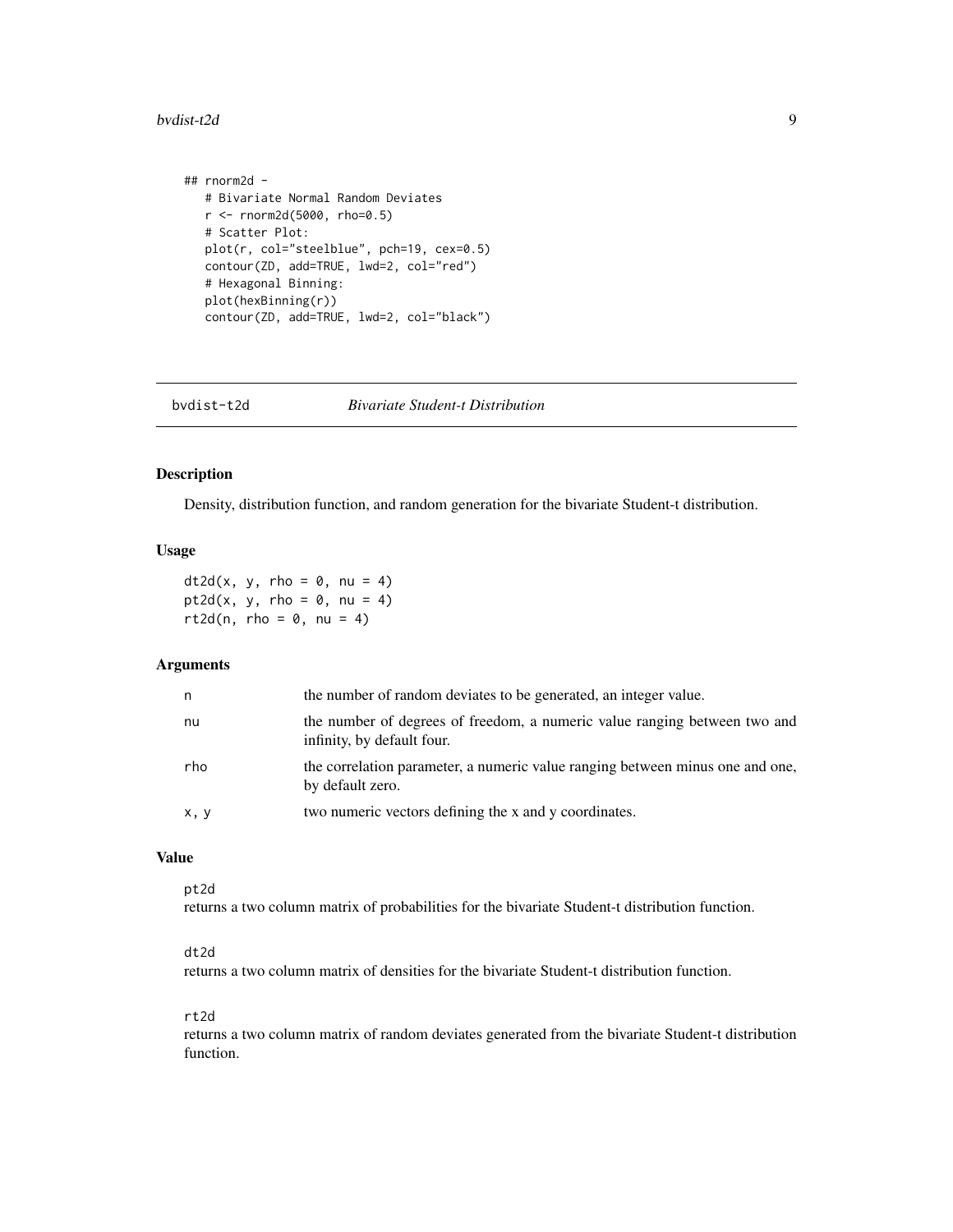```
## rnorm2d -
   # Bivariate Normal Random Deviates
   r <- rnorm2d(5000, rho=0.5)
   # Scatter Plot:
   plot(r, col="steelblue", pch=19, cex=0.5)
   contour(ZD, add=TRUE, lwd=2, col="red")
   # Hexagonal Binning:
   plot(hexBinning(r))
   contour(ZD, add=TRUE, lwd=2, col="black")
```

---

## bvdist-t2d *Bivariate Student-t Distribution*

---

### Description

Density, distribution function, and random generation for the bivariate Student-t distribution.

### Usage

```
dt2d(x, y, rho = 0, nu = 4)
pt2d(x, y, rho = 0, nu = 4)
rt2d(n, rho = 0, nu = 4)
```

### Arguments

| | |
|---|---|
| `n` | the number of random deviates to be generated, an integer value. |
| `nu` | the number of degrees of freedom, a numeric value ranging between two and infinity, by default four. |
| `rho` | the correlation parameter, a numeric value ranging between minus one and one, by default zero. |
| `x, y` | two numeric vectors defining the x and y coordinates. |

### Value

`pt2d`
returns a two column matrix of probabilities for the bivariate Student-t distribution function.

`dt2d`
returns a two column matrix of densities for the bivariate Student-t distribution function.

`rt2d`
returns a two column matrix of random deviates generated from the bivariate Student-t distribution function.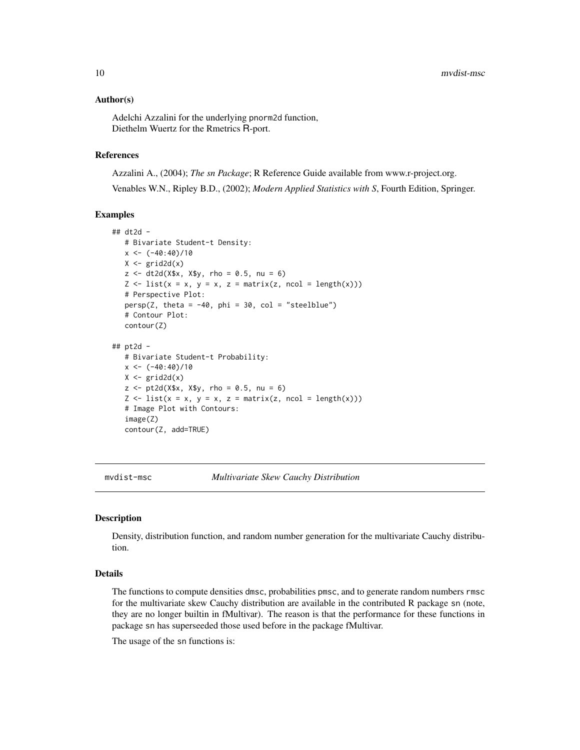### Author(s)

Adelchi Azzalini for the underlying pnorm2d function,
Diethelm Wuertz for the Rmetrics R-port.

### References

Azzalini A., (2004); *The sn Package*; R Reference Guide available from www.r-project.org.

Venables W.N., Ripley B.D., (2002); *Modern Applied Statistics with S*, Fourth Edition, Springer.

### Examples

```
## dt2d -
   # Bivariate Student-t Density:
   x <- (-40:40)/10
   X <- grid2d(x)
   z <- dt2d(X$x, X$y, rho = 0.5, nu = 6)
   Z <- list(x = x, y = x, z = matrix(z, ncol = length(x)))
   # Perspective Plot:
   persp(Z, theta = -40, phi = 30, col = "steelblue")
   # Contour Plot:
   contour(Z)

## pt2d -
   # Bivariate Student-t Probability:
   x <- (-40:40)/10
   X <- grid2d(x)
   z <- pt2d(X$x, X$y, rho = 0.5, nu = 6)
   Z <- list(x = x, y = x, z = matrix(z, ncol = length(x)))
   # Image Plot with Contours:
   image(Z)
   contour(Z, add=TRUE)
```

---

## mvdist-msc — *Multivariate Skew Cauchy Distribution*

### Description

Density, distribution function, and random number generation for the multivariate Cauchy distribution.

### Details

The functions to compute densities dmsc, probabilities pmsc, and to generate random numbers rmsc for the multivariate skew Cauchy distribution are available in the contributed R package sn (note, they are no longer builtin in fMultivar). The reason is that the performance for these functions in package sn has superseeded those used before in the package fMultivar.

The usage of the sn functions is: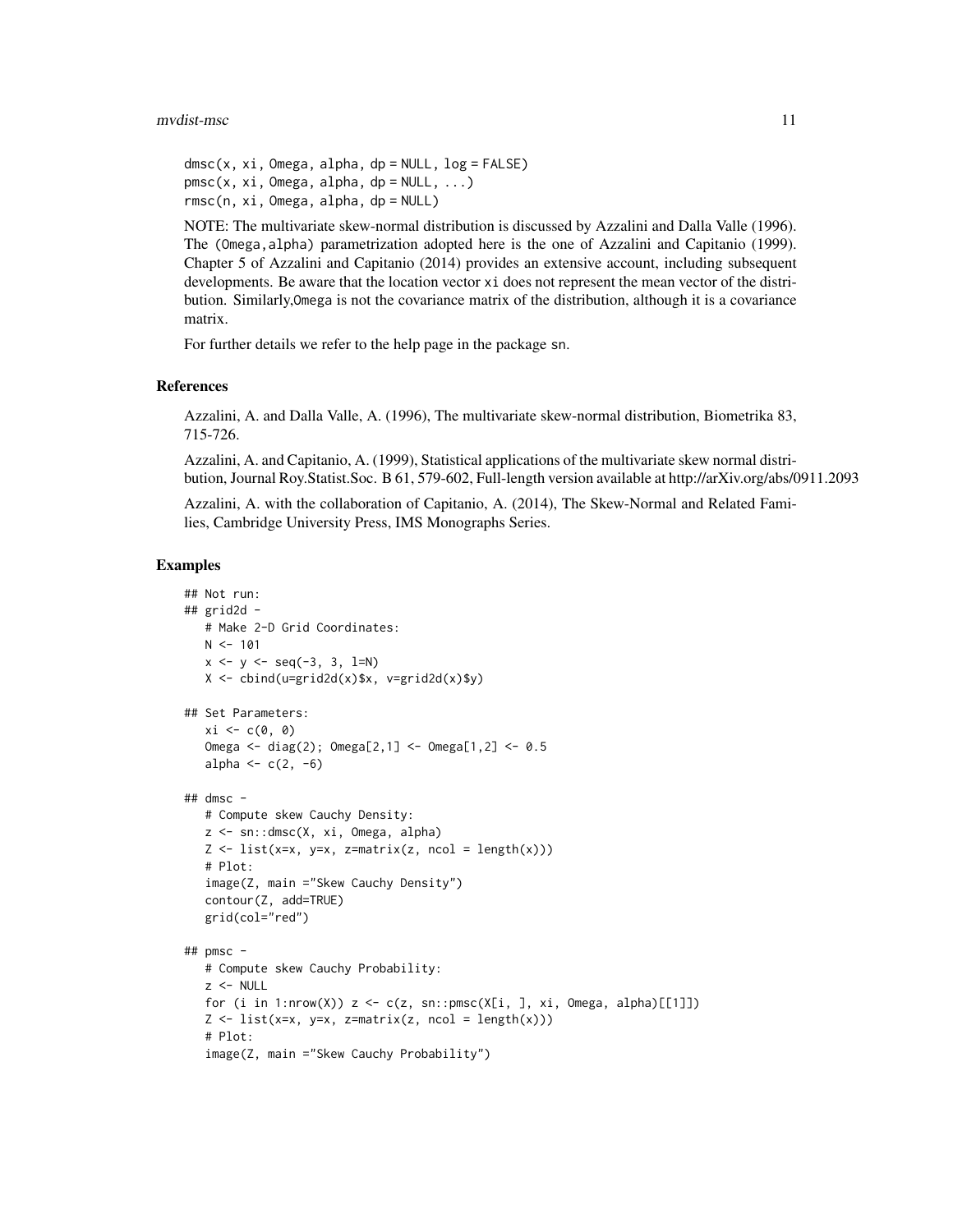```
dmsc(x, xi, Omega, alpha, dp = NULL, log = FALSE)
pmsc(x, xi, Omega, alpha, dp = NULL, ...)
rmsc(n, xi, Omega, alpha, dp = NULL)
```

NOTE: The multivariate skew-normal distribution is discussed by Azzalini and Dalla Valle (1996). The (Omega,alpha) parametrization adopted here is the one of Azzalini and Capitanio (1999). Chapter 5 of Azzalini and Capitanio (2014) provides an extensive account, including subsequent developments. Be aware that the location vector xi does not represent the mean vector of the distribution. Similarly,Omega is not the covariance matrix of the distribution, although it is a covariance matrix.

For further details we refer to the help page in the package sn.

## References

Azzalini, A. and Dalla Valle, A. (1996), The multivariate skew-normal distribution, Biometrika 83, 715-726.

Azzalini, A. and Capitanio, A. (1999), Statistical applications of the multivariate skew normal distribution, Journal Roy.Statist.Soc. B 61, 579-602, Full-length version available at http://arXiv.org/abs/0911.2093

Azzalini, A. with the collaboration of Capitanio, A. (2014), The Skew-Normal and Related Families, Cambridge University Press, IMS Monographs Series.

## Examples

```
## Not run:
## grid2d -
   # Make 2-D Grid Coordinates:
   N <- 101
   x <- y <- seq(-3, 3, l=N)
   X <- cbind(u=grid2d(x)$x, v=grid2d(x)$y)

## Set Parameters:
   xi <- c(0, 0)
   Omega <- diag(2); Omega[2,1] <- Omega[1,2] <- 0.5
   alpha <- c(2, -6)

## dmsc -
   # Compute skew Cauchy Density:
   z <- sn::dmsc(X, xi, Omega, alpha)
   Z <- list(x=x, y=x, z=matrix(z, ncol = length(x)))
   # Plot:
   image(Z, main ="Skew Cauchy Density")
   contour(Z, add=TRUE)
   grid(col="red")

## pmsc -
   # Compute skew Cauchy Probability:
   z <- NULL
   for (i in 1:nrow(X)) z <- c(z, sn::pmsc(X[i, ], xi, Omega, alpha)[[1]])
   Z <- list(x=x, y=x, z=matrix(z, ncol = length(x)))
   # Plot:
   image(Z, main ="Skew Cauchy Probability")
```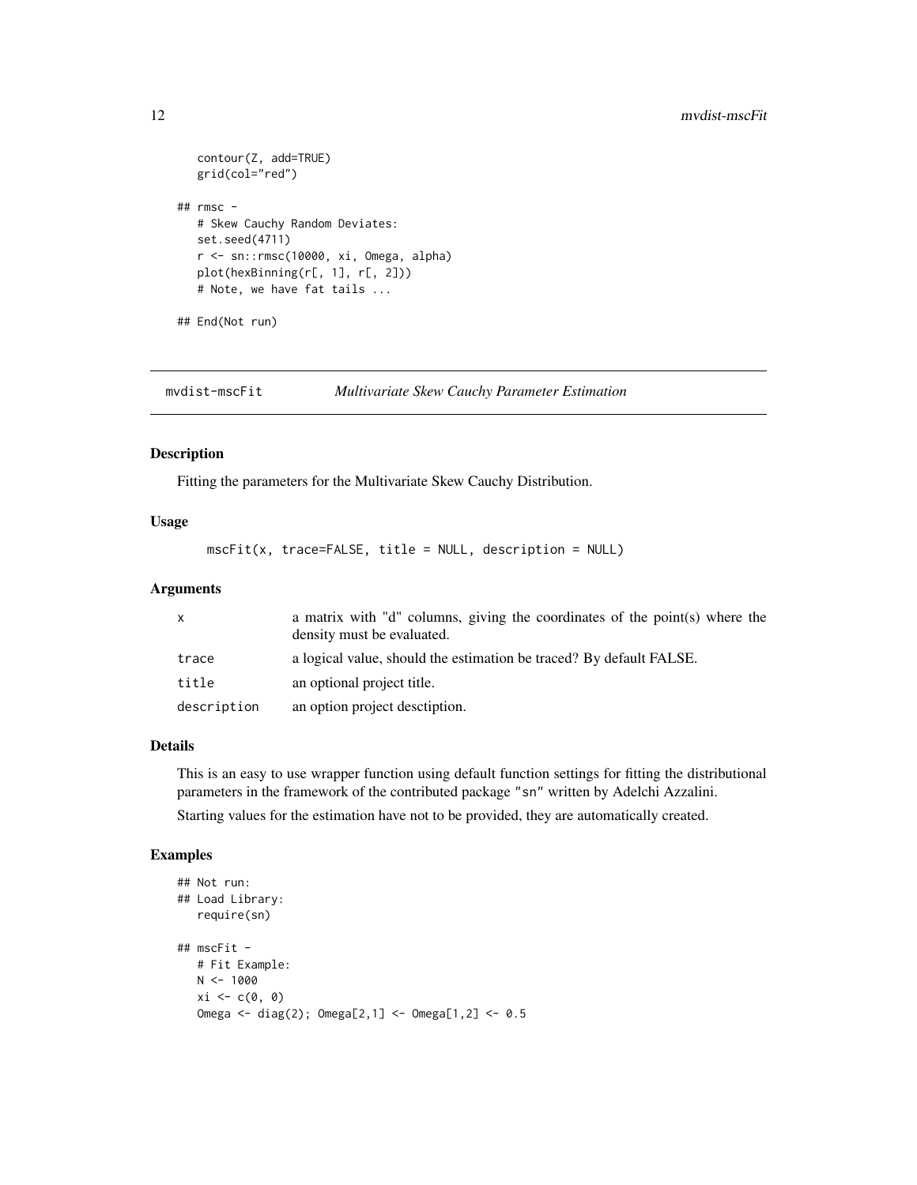```
    contour(Z, add=TRUE)
    grid(col="red")

## rmsc -
   # Skew Cauchy Random Deviates:
   set.seed(4711)
   r <- sn::rmsc(10000, xi, Omega, alpha)
   plot(hexBinning(r[, 1], r[, 2]))
   # Note, we have fat tails ...

## End(Not run)
```

---

## mvdist-mscFit — *Multivariate Skew Cauchy Parameter Estimation*

### Description

Fitting the parameters for the Multivariate Skew Cauchy Distribution.

### Usage

```
mscFit(x, trace=FALSE, title = NULL, description = NULL)
```

### Arguments

| | |
|---|---|
| x | a matrix with "d" columns, giving the coordinates of the point(s) where the density must be evaluated. |
| trace | a logical value, should the estimation be traced? By default FALSE. |
| title | an optional project title. |
| description | an option project desctiption. |

### Details

This is an easy to use wrapper function using default function settings for fitting the distributional parameters in the framework of the contributed package "sn" written by Adelchi Azzalini.

Starting values for the estimation have not to be provided, they are automatically created.

### Examples

```
## Not run:
## Load Library:
   require(sn)

## mscFit -
   # Fit Example:
   N <- 1000
   xi <- c(0, 0)
   Omega <- diag(2); Omega[2,1] <- Omega[1,2] <- 0.5
```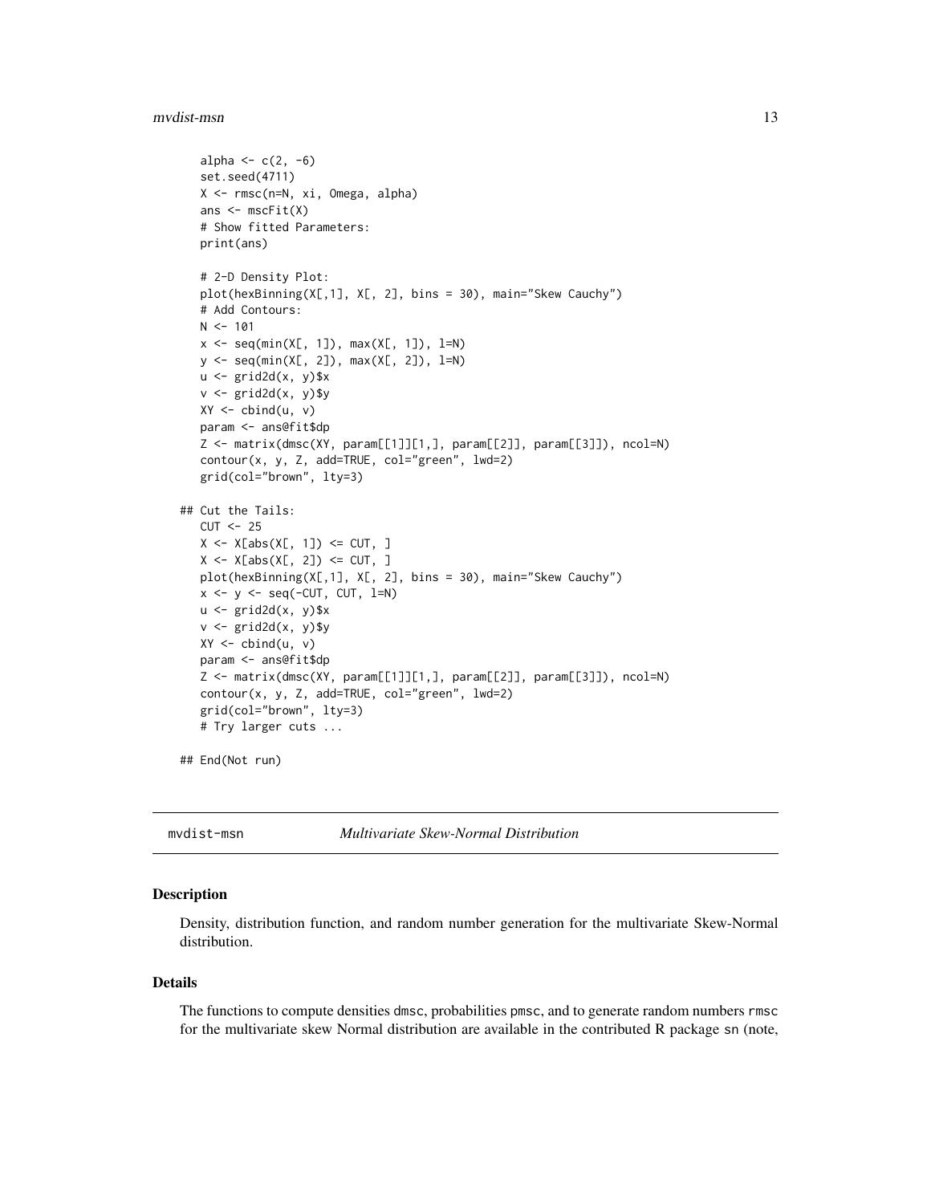```
   alpha <- c(2, -6)
   set.seed(4711)
   X <- rmsc(n=N, xi, Omega, alpha)
   ans <- mscFit(X)
   # Show fitted Parameters:
   print(ans)

   # 2-D Density Plot:
   plot(hexBinning(X[,1], X[, 2], bins = 30), main="Skew Cauchy")
   # Add Contours:
   N <- 101
   x <- seq(min(X[, 1]), max(X[, 1]), l=N)
   y <- seq(min(X[, 2]), max(X[, 2]), l=N)
   u <- grid2d(x, y)$x
   v <- grid2d(x, y)$y
   XY <- cbind(u, v)
   param <- ans@fit$dp
   Z <- matrix(dmsc(XY, param[[1]][1,], param[[2]], param[[3]]), ncol=N)
   contour(x, y, Z, add=TRUE, col="green", lwd=2)
   grid(col="brown", lty=3)

## Cut the Tails:
   CUT <- 25
   X <- X[abs(X[, 1]) <= CUT, ]
   X <- X[abs(X[, 2]) <= CUT, ]
   plot(hexBinning(X[,1], X[, 2], bins = 30), main="Skew Cauchy")
   x <- y <- seq(-CUT, CUT, l=N)
   u <- grid2d(x, y)$x
   v <- grid2d(x, y)$y
   XY <- cbind(u, v)
   param <- ans@fit$dp
   Z <- matrix(dmsc(XY, param[[1]][1,], param[[2]], param[[3]]), ncol=N)
   contour(x, y, Z, add=TRUE, col="green", lwd=2)
   grid(col="brown", lty=3)
   # Try larger cuts ...

## End(Not run)
```

---

mvdist-msn &nbsp;&nbsp;&nbsp;&nbsp; *Multivariate Skew-Normal Distribution*

---

## Description

Density, distribution function, and random number generation for the multivariate Skew-Normal distribution.

## Details

The functions to compute densities dmsc, probabilities pmsc, and to generate random numbers rmsc for the multivariate skew Normal distribution are available in the contributed R package sn (note,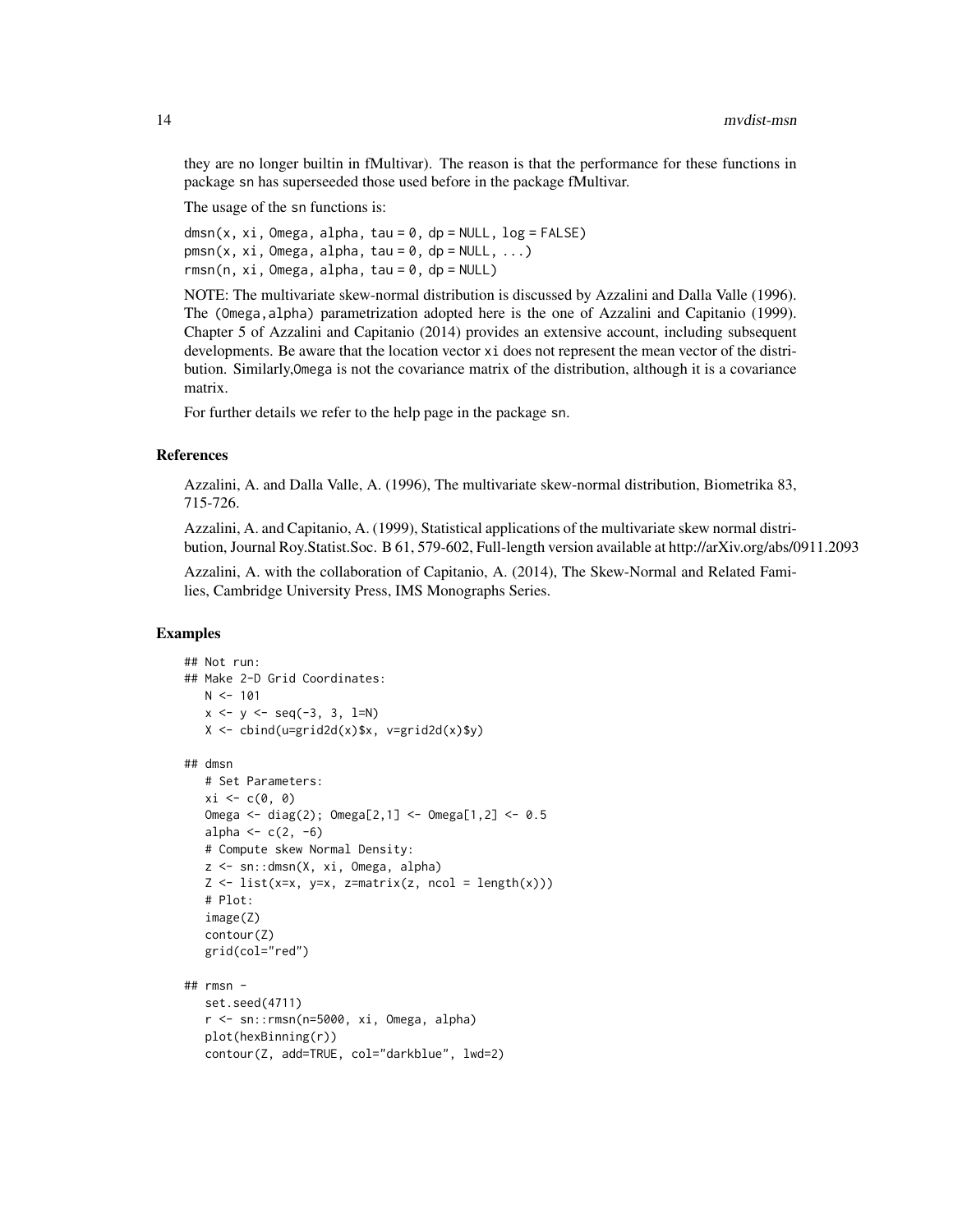they are no longer builtin in fMultivar). The reason is that the performance for these functions in package sn has superseeded those used before in the package fMultivar.

The usage of the sn functions is:

```
dmsn(x, xi, Omega, alpha, tau = 0, dp = NULL, log = FALSE)
pmsn(x, xi, Omega, alpha, tau = 0, dp = NULL, ...)
rmsn(n, xi, Omega, alpha, tau = 0, dp = NULL)
```

NOTE: The multivariate skew-normal distribution is discussed by Azzalini and Dalla Valle (1996). The (Omega,alpha) parametrization adopted here is the one of Azzalini and Capitanio (1999). Chapter 5 of Azzalini and Capitanio (2014) provides an extensive account, including subsequent developments. Be aware that the location vector xi does not represent the mean vector of the distribution. Similarly,Omega is not the covariance matrix of the distribution, although it is a covariance matrix.

For further details we refer to the help page in the package sn.

## References

Azzalini, A. and Dalla Valle, A. (1996), The multivariate skew-normal distribution, Biometrika 83, 715-726.

Azzalini, A. and Capitanio, A. (1999), Statistical applications of the multivariate skew normal distribution, Journal Roy.Statist.Soc. B 61, 579-602, Full-length version available at http://arXiv.org/abs/0911.2093

Azzalini, A. with the collaboration of Capitanio, A. (2014), The Skew-Normal and Related Families, Cambridge University Press, IMS Monographs Series.

## Examples

```
## Not run:
## Make 2-D Grid Coordinates:
   N <- 101
   x <- y <- seq(-3, 3, l=N)
   X <- cbind(u=grid2d(x)$x, v=grid2d(x)$y)

## dmsn
   # Set Parameters:
   xi <- c(0, 0)
   Omega <- diag(2); Omega[2,1] <- Omega[1,2] <- 0.5
   alpha <- c(2, -6)
   # Compute skew Normal Density:
   z <- sn::dmsn(X, xi, Omega, alpha)
   Z <- list(x=x, y=x, z=matrix(z, ncol = length(x)))
   # Plot:
   image(Z)
   contour(Z)
   grid(col="red")

## rmsn -
   set.seed(4711)
   r <- sn::rmsn(n=5000, xi, Omega, alpha)
   plot(hexBinning(r))
   contour(Z, add=TRUE, col="darkblue", lwd=2)
```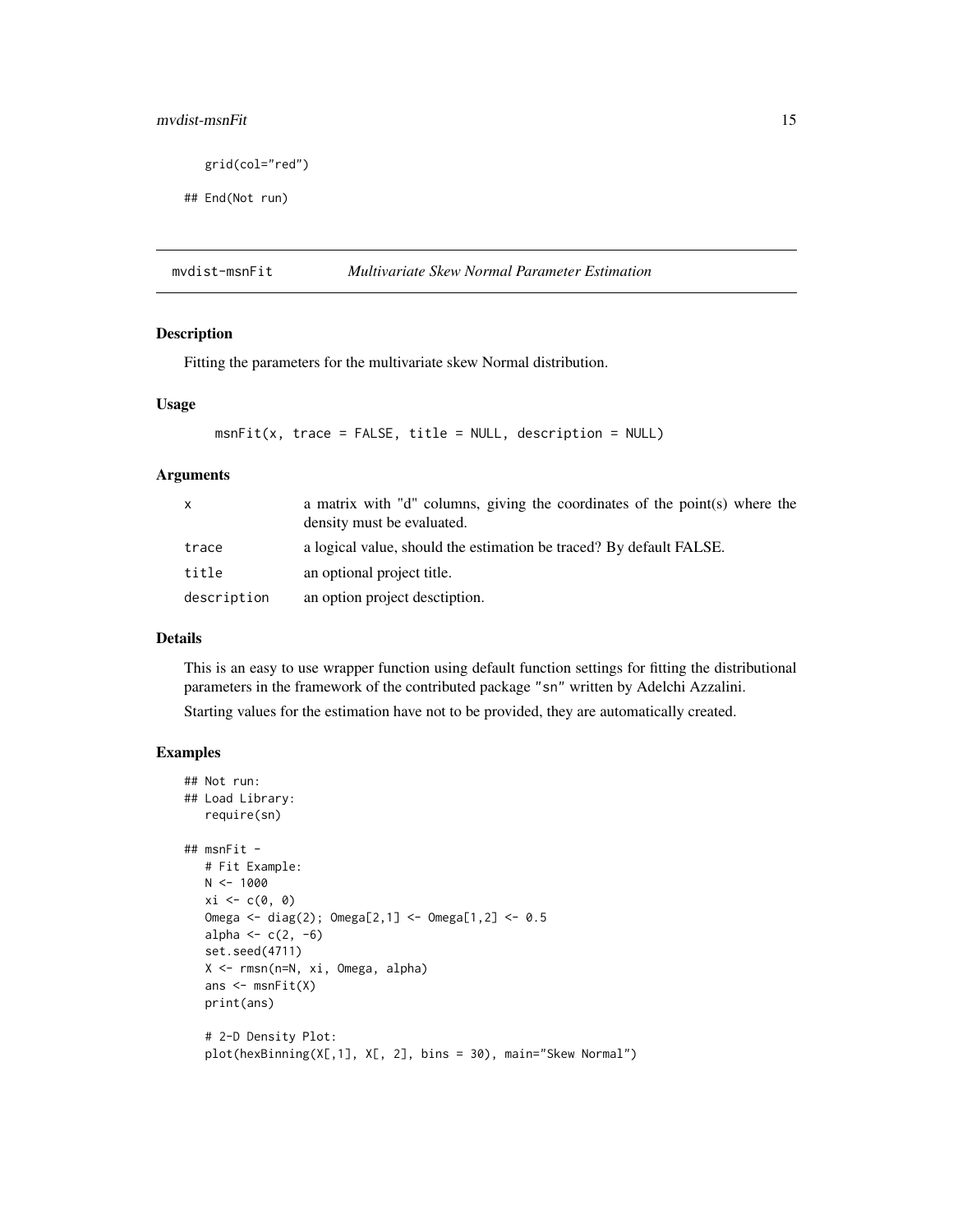```
    grid(col="red")

## End(Not run)
```

## mvdist-msnFit *Multivariate Skew Normal Parameter Estimation*

### Description

Fitting the parameters for the multivariate skew Normal distribution.

### Usage

```
msnFit(x, trace = FALSE, title = NULL, description = NULL)
```

### Arguments

| | |
|---|---|
| x | a matrix with "d" columns, giving the coordinates of the point(s) where the density must be evaluated. |
| trace | a logical value, should the estimation be traced? By default FALSE. |
| title | an optional project title. |
| description | an option project desctiption. |

### Details

This is an easy to use wrapper function using default function settings for fitting the distributional parameters in the framework of the contributed package "sn" written by Adelchi Azzalini.

Starting values for the estimation have not to be provided, they are automatically created.

### Examples

```
## Not run:
## Load Library:
   require(sn)

## msnFit -
   # Fit Example:
   N <- 1000
   xi <- c(0, 0)
   Omega <- diag(2); Omega[2,1] <- Omega[1,2] <- 0.5
   alpha <- c(2, -6)
   set.seed(4711)
   X <- rmsn(n=N, xi, Omega, alpha)
   ans <- msnFit(X)
   print(ans)

   # 2-D Density Plot:
   plot(hexBinning(X[,1], X[, 2], bins = 30), main="Skew Normal")
```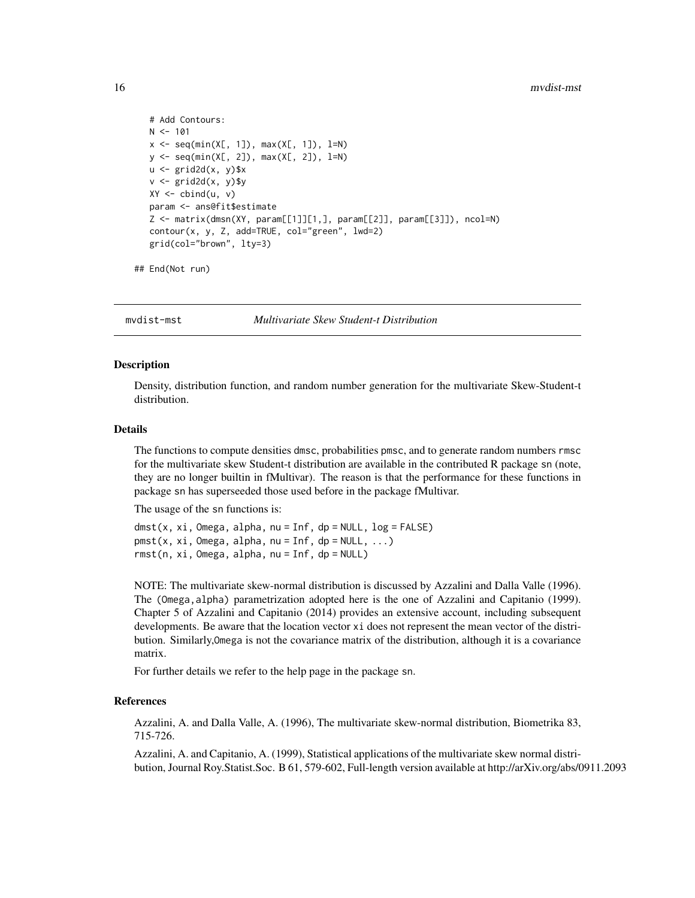```
    # Add Contours:
    N <- 101
    x <- seq(min(X[, 1]), max(X[, 1]), l=N)
    y <- seq(min(X[, 2]), max(X[, 2]), l=N)
    u <- grid2d(x, y)$x
    v <- grid2d(x, y)$y
    XY <- cbind(u, v)
    param <- ans@fit$estimate
    Z <- matrix(dmsn(XY, param[[1]][1,], param[[2]], param[[3]]), ncol=N)
    contour(x, y, Z, add=TRUE, col="green", lwd=2)
    grid(col="brown", lty=3)

## End(Not run)
```

---

mvdist-mst *Multivariate Skew Student-t Distribution*

---

## Description

Density, distribution function, and random number generation for the multivariate Skew-Student-t distribution.

## Details

The functions to compute densities `dmsc`, probabilities `pmsc`, and to generate random numbers `rmsc` for the multivariate skew Student-t distribution are available in the contributed R package `sn` (note, they are no longer builtin in fMultivar). The reason is that the performance for these functions in package `sn` has superseeded those used before in the package fMultivar.

The usage of the `sn` functions is:

```
dmst(x, xi, Omega, alpha, nu = Inf, dp = NULL, log = FALSE)
pmst(x, xi, Omega, alpha, nu = Inf, dp = NULL, ...)
rmst(n, xi, Omega, alpha, nu = Inf, dp = NULL)
```

NOTE: The multivariate skew-normal distribution is discussed by Azzalini and Dalla Valle (1996). The `(Omega,alpha)` parametrization adopted here is the one of Azzalini and Capitanio (1999). Chapter 5 of Azzalini and Capitanio (2014) provides an extensive account, including subsequent developments. Be aware that the location vector `xi` does not represent the mean vector of the distribution. Similarly,`Omega` is not the covariance matrix of the distribution, although it is a covariance matrix.

For further details we refer to the help page in the package `sn`.

## References

Azzalini, A. and Dalla Valle, A. (1996), The multivariate skew-normal distribution, Biometrika 83, 715-726.

Azzalini, A. and Capitanio, A. (1999), Statistical applications of the multivariate skew normal distribution, Journal Roy.Statist.Soc. B 61, 579-602, Full-length version available at http://arXiv.org/abs/0911.2093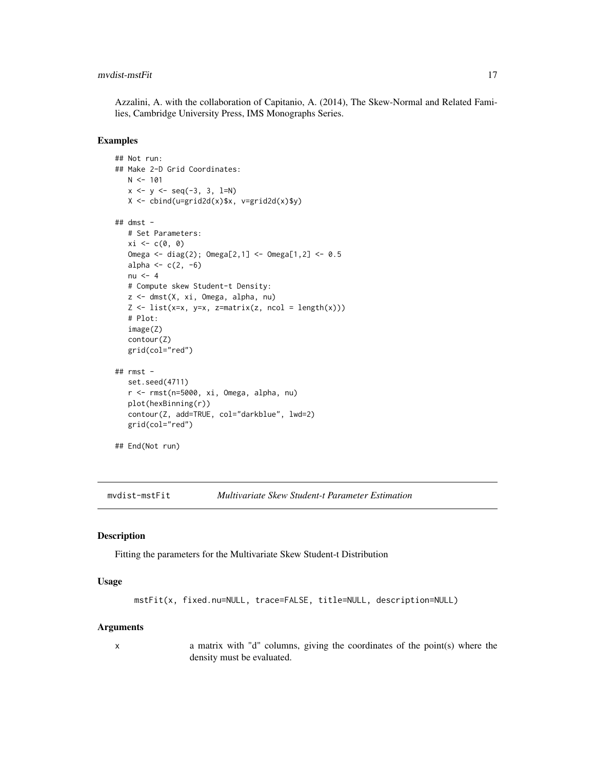Azzalini, A. with the collaboration of Capitanio, A. (2014), The Skew-Normal and Related Families, Cambridge University Press, IMS Monographs Series.

### Examples

```
## Not run:
## Make 2-D Grid Coordinates:
   N <- 101
   x <- y <- seq(-3, 3, l=N)
   X <- cbind(u=grid2d(x)$x, v=grid2d(x)$y)

## dmst -
   # Set Parameters:
   xi <- c(0, 0)
   Omega <- diag(2); Omega[2,1] <- Omega[1,2] <- 0.5
   alpha <- c(2, -6)
   nu <- 4
   # Compute skew Student-t Density:
   z <- dmst(X, xi, Omega, alpha, nu)
   Z <- list(x=x, y=x, z=matrix(z, ncol = length(x)))
   # Plot:
   image(Z)
   contour(Z)
   grid(col="red")

## rmst -
   set.seed(4711)
   r <- rmst(n=5000, xi, Omega, alpha, nu)
   plot(hexBinning(r))
   contour(Z, add=TRUE, col="darkblue", lwd=2)
   grid(col="red")

## End(Not run)
```

## mvdist-mstFit *Multivariate Skew Student-t Parameter Estimation*

### Description

Fitting the parameters for the Multivariate Skew Student-t Distribution

### Usage

```
mstFit(x, fixed.nu=NULL, trace=FALSE, title=NULL, description=NULL)
```

### Arguments

x a matrix with "d" columns, giving the coordinates of the point(s) where the density must be evaluated.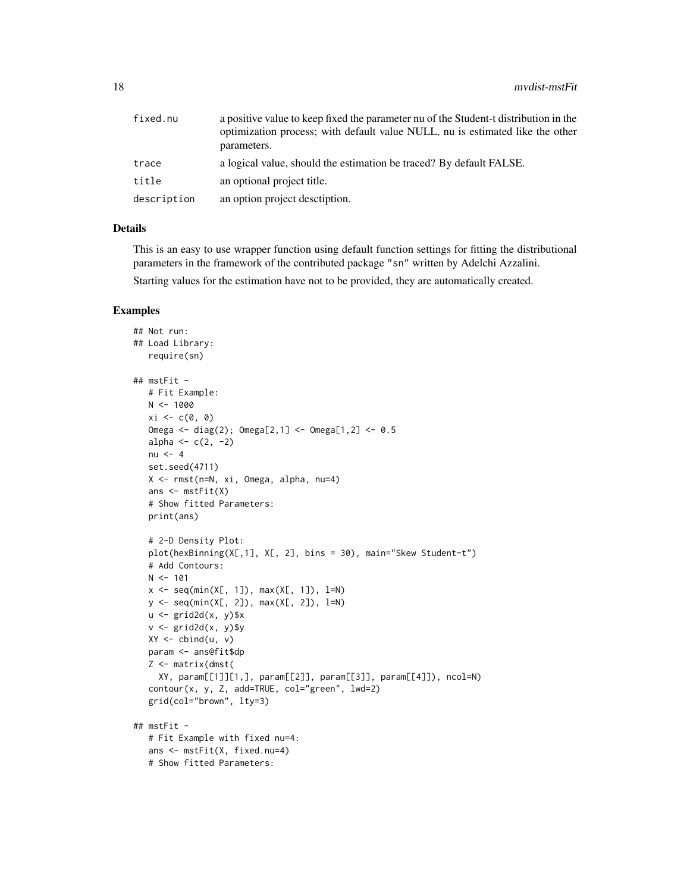| | |
|---|---|
| fixed.nu | a positive value to keep fixed the parameter nu of the Student-t distribution in the optimization process; with default value NULL, nu is estimated like the other parameters. |
| trace | a logical value, should the estimation be traced? By default FALSE. |
| title | an optional project title. |
| description | an option project desctiption. |

## Details

This is an easy to use wrapper function using default function settings for fitting the distributional parameters in the framework of the contributed package "sn" written by Adelchi Azzalini.

Starting values for the estimation have not to be provided, they are automatically created.

## Examples

```
## Not run:
## Load Library:
   require(sn)

## mstFit -
   # Fit Example:
   N <- 1000
   xi <- c(0, 0)
   Omega <- diag(2); Omega[2,1] <- Omega[1,2] <- 0.5
   alpha <- c(2, -2)
   nu <- 4
   set.seed(4711)
   X <- rmst(n=N, xi, Omega, alpha, nu=4)
   ans <- mstFit(X)
   # Show fitted Parameters:
   print(ans)

   # 2-D Density Plot:
   plot(hexBinning(X[,1], X[, 2], bins = 30), main="Skew Student-t")
   # Add Contours:
   N <- 101
   x <- seq(min(X[, 1]), max(X[, 1]), l=N)
   y <- seq(min(X[, 2]), max(X[, 2]), l=N)
   u <- grid2d(x, y)$x
   v <- grid2d(x, y)$y
   XY <- cbind(u, v)
   param <- ans@fit$dp
   Z <- matrix(dmst(
     XY, param[[1]][1,], param[[2]], param[[3]], param[[4]]), ncol=N)
   contour(x, y, Z, add=TRUE, col="green", lwd=2)
   grid(col="brown", lty=3)

## mstFit -
   # Fit Example with fixed nu=4:
   ans <- mstFit(X, fixed.nu=4)
   # Show fitted Parameters:
```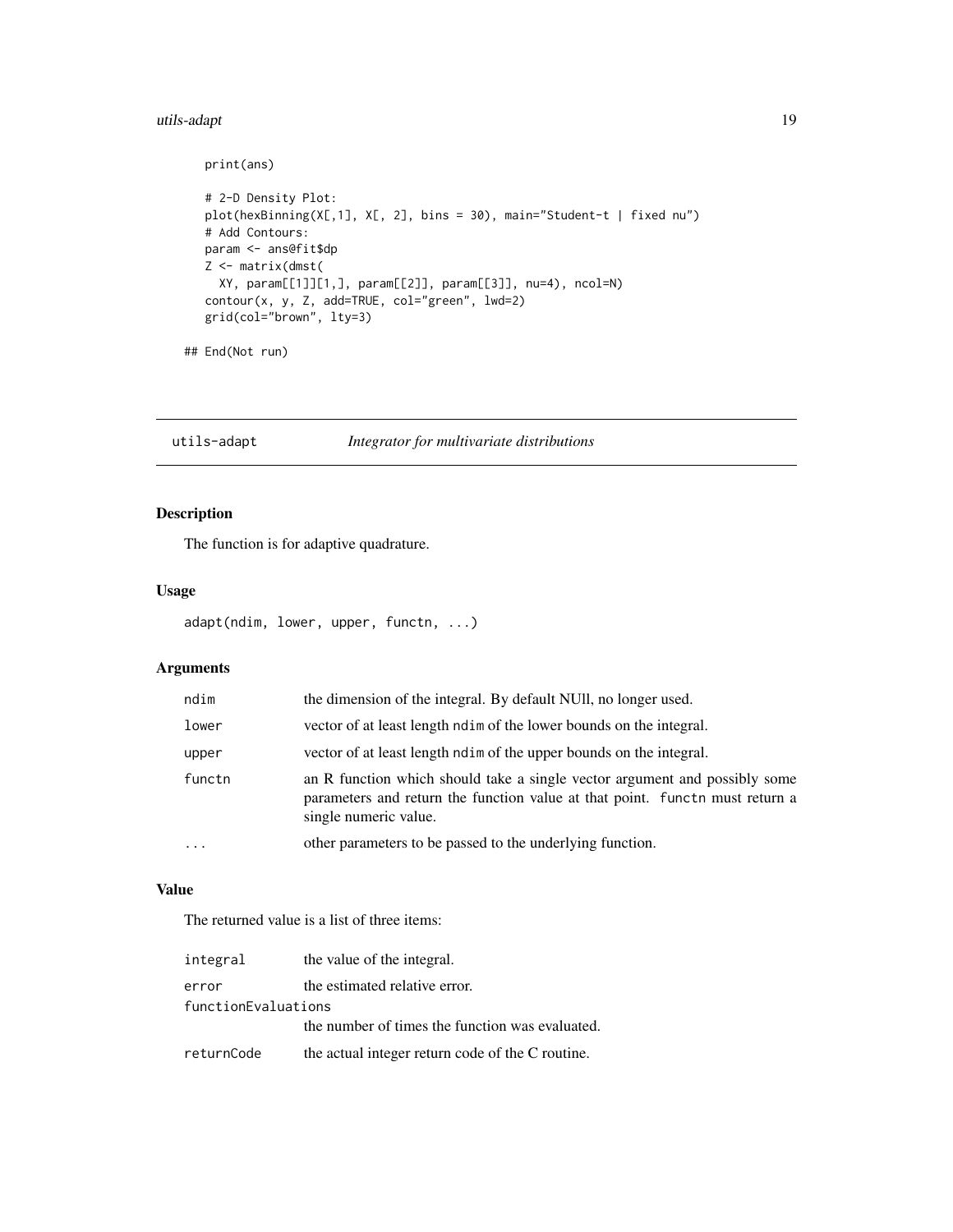```
    print(ans)

    # 2-D Density Plot:
    plot(hexBinning(X[,1], X[, 2], bins = 30), main="Student-t | fixed nu")
    # Add Contours:
    param <- ans@fit$dp
    Z <- matrix(dmst(
      XY, param[[1]][1,], param[[2]], param[[3]], nu=4), ncol=N)
    contour(x, y, Z, add=TRUE, col="green", lwd=2)
    grid(col="brown", lty=3)

## End(Not run)
```

---

## utils-adapt *Integrator for multivariate distributions*

### Description

The function is for adaptive quadrature.

### Usage

```
adapt(ndim, lower, upper, functn, ...)
```

### Arguments

| | |
|---|---|
| `ndim` | the dimension of the integral. By default NUll, no longer used. |
| `lower` | vector of at least length `ndim` of the lower bounds on the integral. |
| `upper` | vector of at least length `ndim` of the upper bounds on the integral. |
| `functn` | an R function which should take a single vector argument and possibly some parameters and return the function value at that point. `functn` must return a single numeric value. |
| `...` | other parameters to be passed to the underlying function. |

### Value

The returned value is a list of three items:

| | |
|---|---|
| `integral` | the value of the integral. |
| `error` | the estimated relative error. |
| `functionEvaluations` | the number of times the function was evaluated. |
| `returnCode` | the actual integer return code of the C routine. |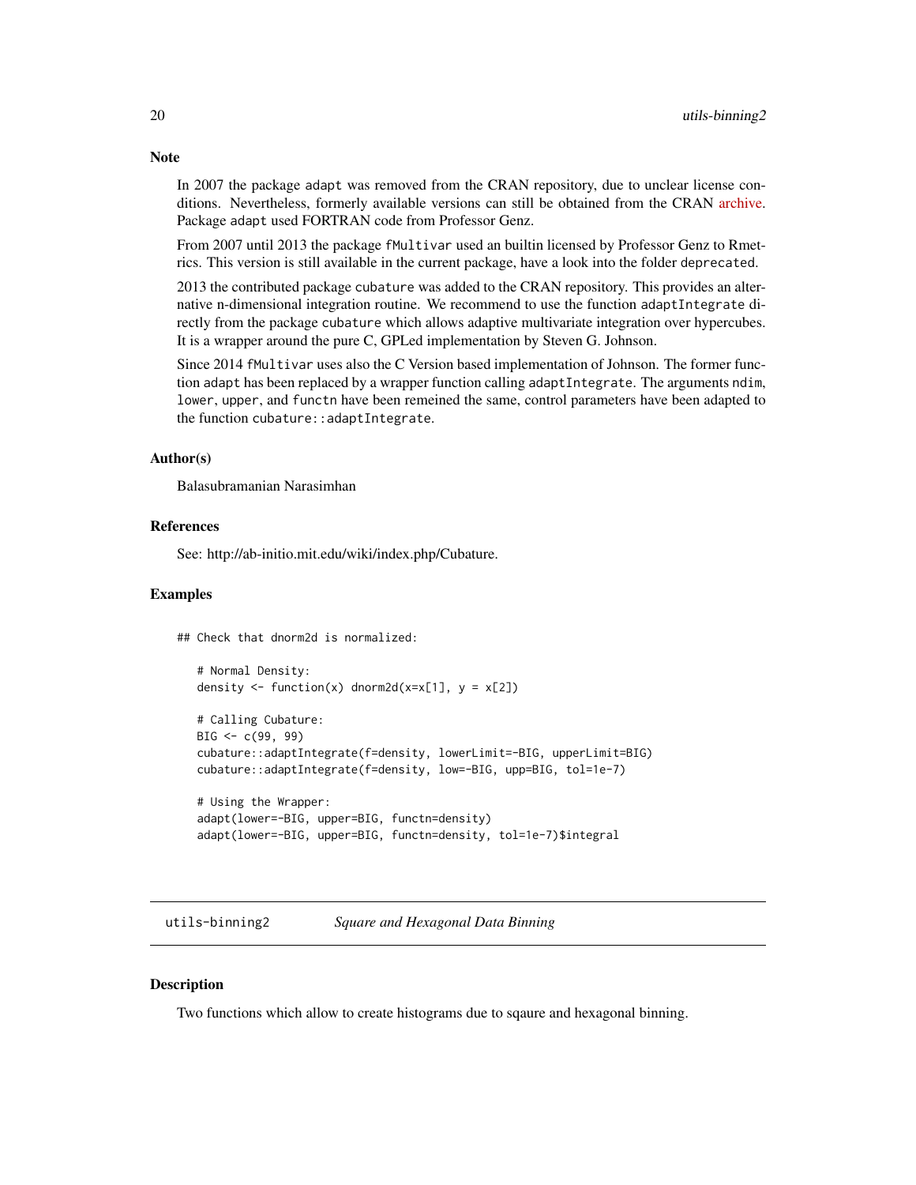### Note

In 2007 the package `adapt` was removed from the CRAN repository, due to unclear license conditions. Nevertheless, formerly available versions can still be obtained from the CRAN archive. Package `adapt` used FORTRAN code from Professor Genz.

From 2007 until 2013 the package `fMultivar` used an builtin licensed by Professor Genz to Rmetrics. This version is still available in the current package, have a look into the folder `deprecated`.

2013 the contributed package `cubature` was added to the CRAN repository. This provides an alternative n-dimensional integration routine. We recommend to use the function `adaptIntegrate` directly from the package `cubature` which allows adaptive multivariate integration over hypercubes. It is a wrapper around the pure C, GPLed implementation by Steven G. Johnson.

Since 2014 `fMultivar` uses also the C Version based implementation of Johnson. The former function `adapt` has been replaced by a wrapper function calling `adaptIntegrate`. The arguments `ndim`, `lower`, `upper`, and `functn` have been remeined the same, control parameters have been adapted to the function `cubature::adaptIntegrate`.

### Author(s)

Balasubramanian Narasimhan

### References

See: http://ab-initio.mit.edu/wiki/index.php/Cubature.

### Examples

```
## Check that dnorm2d is normalized:

   # Normal Density:
   density <- function(x) dnorm2d(x=x[1], y = x[2])

   # Calling Cubature:
   BIG <- c(99, 99)
   cubature::adaptIntegrate(f=density, lowerLimit=-BIG, upperLimit=BIG)
   cubature::adaptIntegrate(f=density, low=-BIG, upp=BIG, tol=1e-7)

   # Using the Wrapper:
   adapt(lower=-BIG, upper=BIG, functn=density)
   adapt(lower=-BIG, upper=BIG, functn=density, tol=1e-7)$integral
```

---

## utils-binning2 &nbsp;&nbsp;&nbsp; *Square and Hexagonal Data Binning*

---

### Description

Two functions which allow to create histograms due to sqaure and hexagonal binning.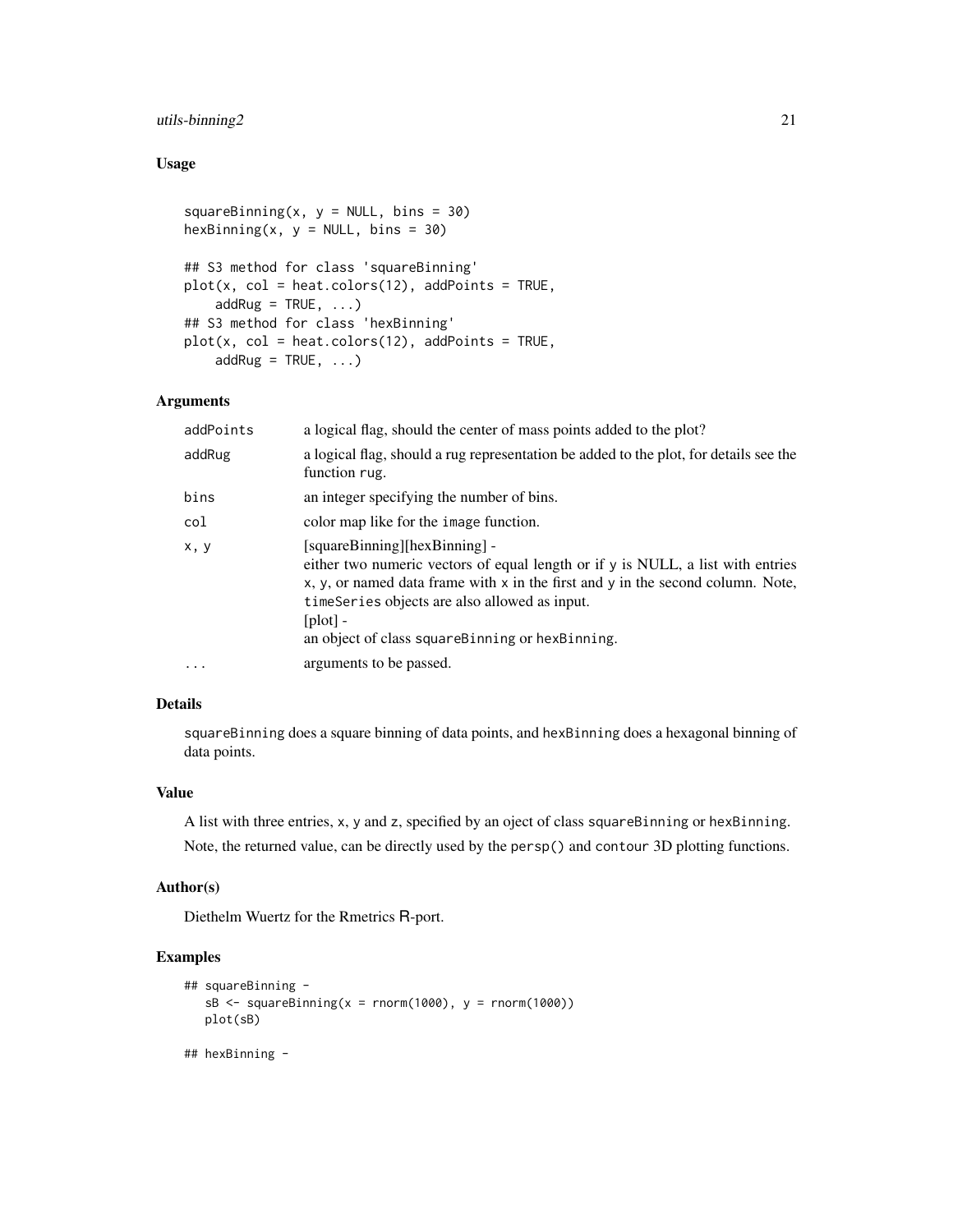### Usage

```
squareBinning(x, y = NULL, bins = 30)
hexBinning(x, y = NULL, bins = 30)

## S3 method for class 'squareBinning'
plot(x, col = heat.colors(12), addPoints = TRUE,
    addRug = TRUE, ...)
## S3 method for class 'hexBinning'
plot(x, col = heat.colors(12), addPoints = TRUE,
    addRug = TRUE, ...)
```

### Arguments

| | |
|---|---|
| addPoints | a logical flag, should the center of mass points added to the plot? |
| addRug | a logical flag, should a rug representation be added to the plot, for details see the function rug. |
| bins | an integer specifying the number of bins. |
| col | color map like for the image function. |
| x, y | [squareBinning][hexBinning] - <br> either two numeric vectors of equal length or if y is NULL, a list with entries x, y, or named data frame with x in the first and y in the second column. Note, timeSeries objects are also allowed as input. <br> [plot] - <br> an object of class squareBinning or hexBinning. |
| ... | arguments to be passed. |

### Details

squareBinning does a square binning of data points, and hexBinning does a hexagonal binning of data points.

### Value

A list with three entries, x, y and z, specified by an oject of class squareBinning or hexBinning.

Note, the returned value, can be directly used by the persp() and contour 3D plotting functions.

### Author(s)

Diethelm Wuertz for the Rmetrics R-port.

### Examples

```
## squareBinning -
   sB <- squareBinning(x = rnorm(1000), y = rnorm(1000))
   plot(sB)

## hexBinning -
```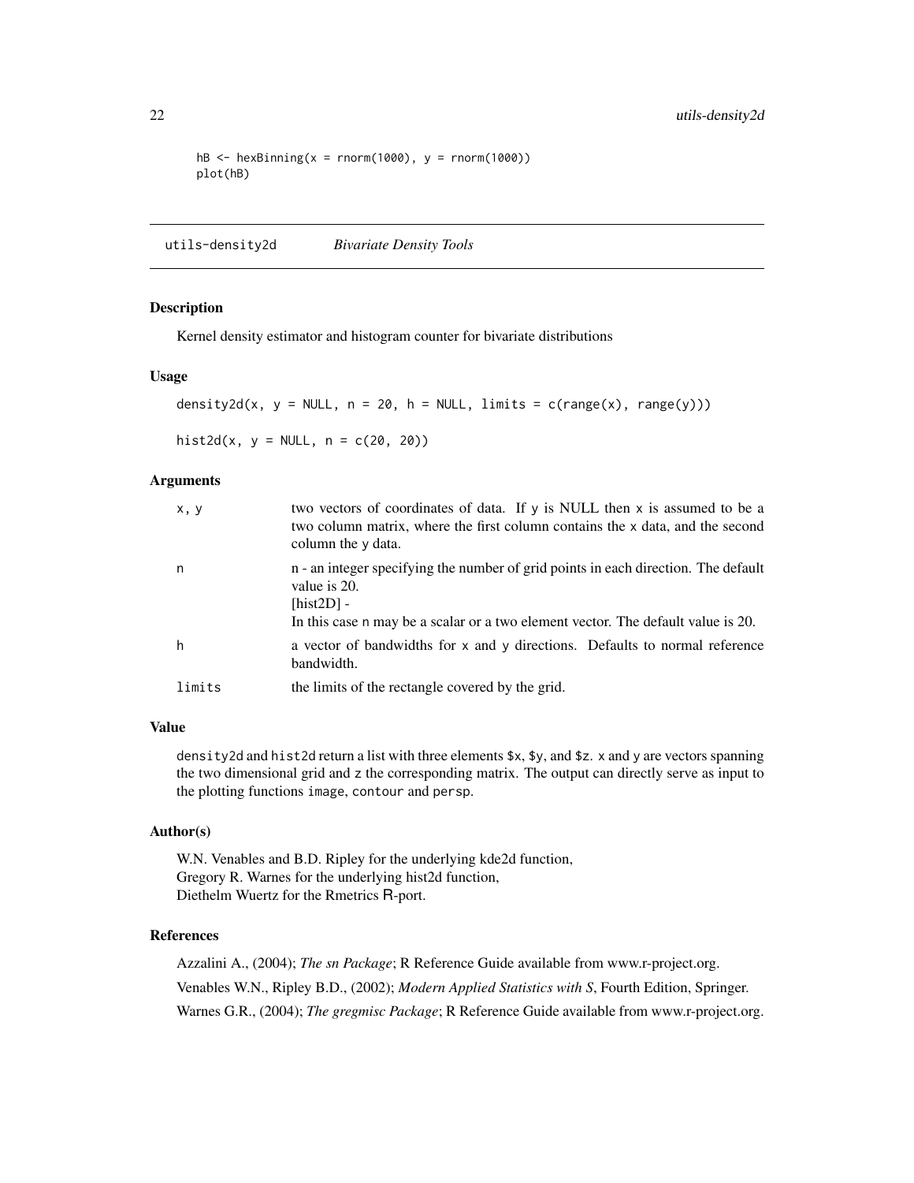```
hB <- hexBinning(x = rnorm(1000), y = rnorm(1000))
plot(hB)
```

## utils-density2d *Bivariate Density Tools*

### Description

Kernel density estimator and histogram counter for bivariate distributions

### Usage

```
density2d(x, y = NULL, n = 20, h = NULL, limits = c(range(x), range(y)))

hist2d(x, y = NULL, n = c(20, 20))
```

### Arguments

| | |
|---|---|
| x, y | two vectors of coordinates of data. If y is NULL then x is assumed to be a two column matrix, where the first column contains the x data, and the second column the y data. |
| n | n - an integer specifying the number of grid points in each direction. The default value is 20.<br>[hist2D] -<br>In this case n may be a scalar or a two element vector. The default value is 20. |
| h | a vector of bandwidths for x and y directions. Defaults to normal reference bandwidth. |
| limits | the limits of the rectangle covered by the grid. |

### Value

density2d and hist2d return a list with three elements $x, $y, and $z. x and y are vectors spanning the two dimensional grid and z the corresponding matrix. The output can directly serve as input to the plotting functions image, contour and persp.

### Author(s)

W.N. Venables and B.D. Ripley for the underlying kde2d function,
Gregory R. Warnes for the underlying hist2d function,
Diethelm Wuertz for the Rmetrics R-port.

### References

Azzalini A., (2004); *The sn Package*; R Reference Guide available from www.r-project.org.

Venables W.N., Ripley B.D., (2002); *Modern Applied Statistics with S*, Fourth Edition, Springer.

Warnes G.R., (2004); *The gregmisc Package*; R Reference Guide available from www.r-project.org.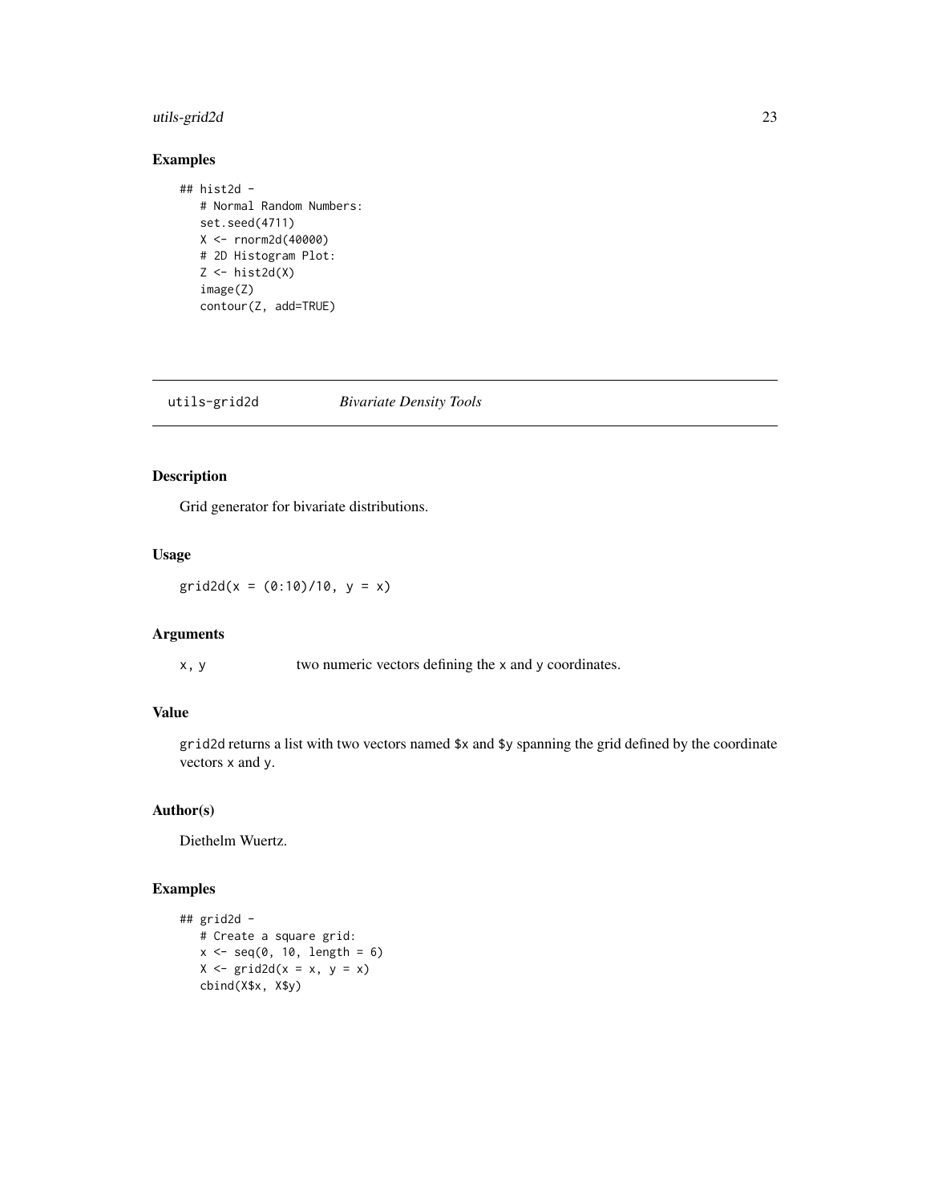### Examples

```
## hist2d -
   # Normal Random Numbers:
   set.seed(4711)
   X <- rnorm2d(40000)
   # 2D Histogram Plot:
   Z <- hist2d(X)
   image(Z)
   contour(Z, add=TRUE)
```

---

## utils-grid2d *Bivariate Density Tools*

---

### Description

Grid generator for bivariate distributions.

### Usage

```
grid2d(x = (0:10)/10, y = x)
```

### Arguments

| | |
|---|---|
| x, y | two numeric vectors defining the x and y coordinates. |

### Value

grid2d returns a list with two vectors named $x and $y spanning the grid defined by the coordinate vectors x and y.

### Author(s)

Diethelm Wuertz.

### Examples

```
## grid2d -
   # Create a square grid:
   x <- seq(0, 10, length = 6)
   X <- grid2d(x = x, y = x)
   cbind(X$x, X$y)
```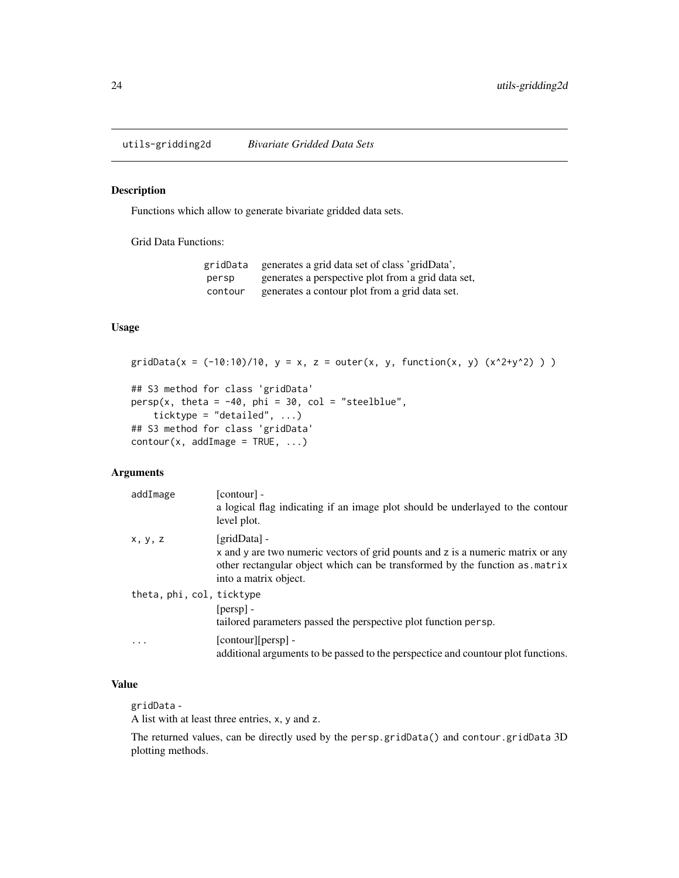## utils-gridding2d *Bivariate Gridded Data Sets*

### Description

Functions which allow to generate bivariate gridded data sets.

Grid Data Functions:

| | |
|---|---|
| gridData | generates a grid data set of class 'gridData', |
| persp | generates a perspective plot from a grid data set, |
| contour | generates a contour plot from a grid data set. |

### Usage

```
gridData(x = (-10:10)/10, y = x, z = outer(x, y, function(x, y) (x^2+y^2) ) )

## S3 method for class 'gridData'
persp(x, theta = -40, phi = 30, col = "steelblue",
    ticktype = "detailed", ...)
## S3 method for class 'gridData'
contour(x, addImage = TRUE, ...)
```

### Arguments

| | |
|---|---|
| addImage | [contour] - a logical flag indicating if an image plot should be underlayed to the contour level plot. |
| x, y, z | [gridData] - x and y are two numeric vectors of grid pounts and z is a numeric matrix or any other rectangular object which can be transformed by the function as.matrix into a matrix object. |
| theta, phi, col, ticktype | [persp] - tailored parameters passed the perspective plot function persp. |
| ... | [contour][persp] - additional arguments to be passed to the perspectice and countour plot functions. |

### Value

gridData -
A list with at least three entries, x, y and z.

The returned values, can be directly used by the persp.gridData() and contour.gridData 3D plotting methods.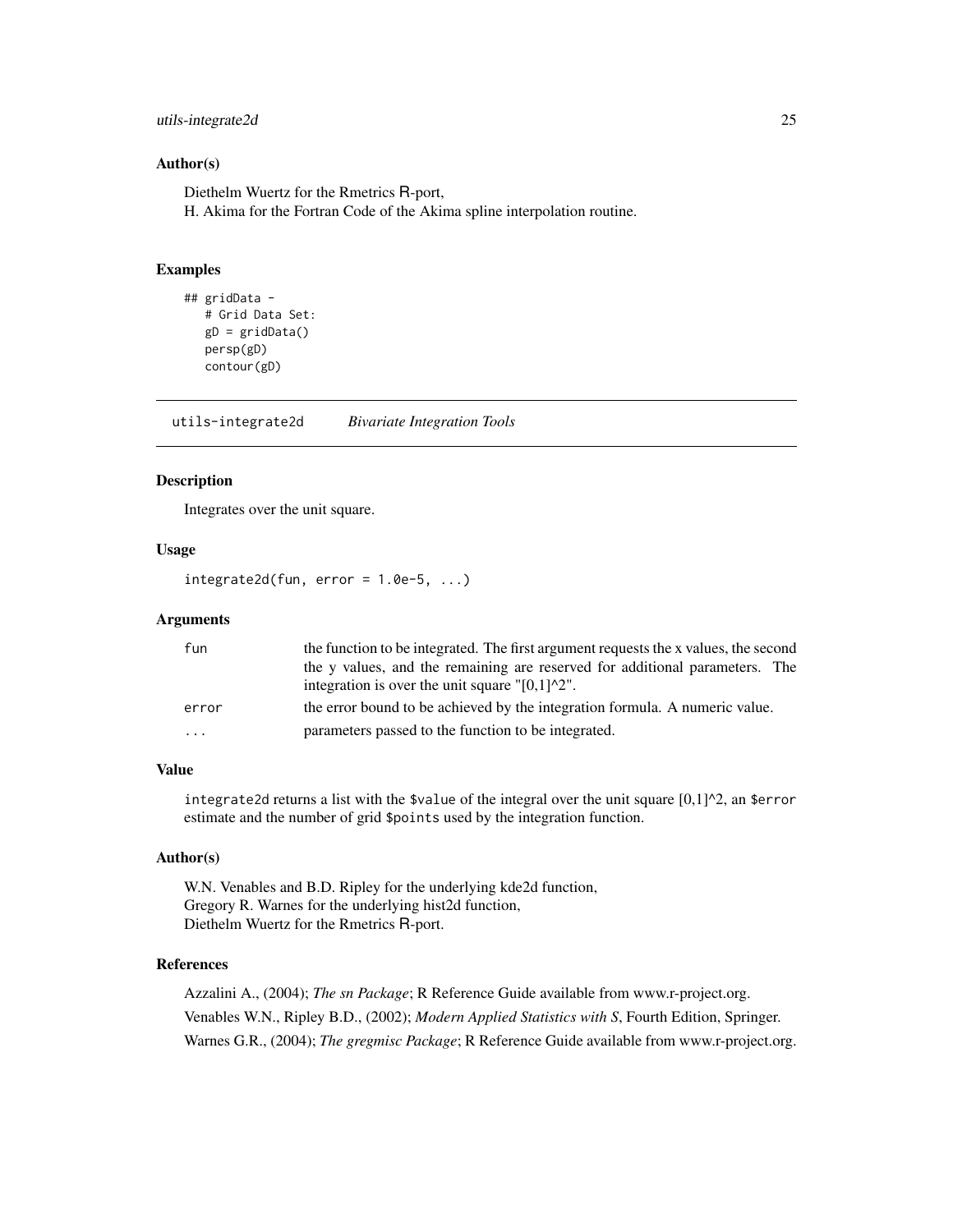### Author(s)

Diethelm Wuertz for the Rmetrics R-port,
H. Akima for the Fortran Code of the Akima spline interpolation routine.

### Examples

```
## gridData -
   # Grid Data Set:
   gD = gridData()
   persp(gD)
   contour(gD)
```

## utils-integrate2d &nbsp;&nbsp;&nbsp; *Bivariate Integration Tools*

### Description

Integrates over the unit square.

### Usage

```
integrate2d(fun, error = 1.0e-5, ...)
```

### Arguments

| | |
|---|---|
| fun | the function to be integrated. The first argument requests the x values, the second the y values, and the remaining are reserved for additional parameters. The integration is over the unit square "[0,1]^2". |
| error | the error bound to be achieved by the integration formula. A numeric value. |
| ... | parameters passed to the function to be integrated. |

### Value

`integrate2d` returns a list with the `$value` of the integral over the unit square [0,1]^2, an `$error` estimate and the number of grid `$points` used by the integration function.

### Author(s)

W.N. Venables and B.D. Ripley for the underlying kde2d function,
Gregory R. Warnes for the underlying hist2d function,
Diethelm Wuertz for the Rmetrics R-port.

### References

Azzalini A., (2004); *The sn Package*; R Reference Guide available from www.r-project.org.

Venables W.N., Ripley B.D., (2002); *Modern Applied Statistics with S*, Fourth Edition, Springer.

Warnes G.R., (2004); *The gregmisc Package*; R Reference Guide available from www.r-project.org.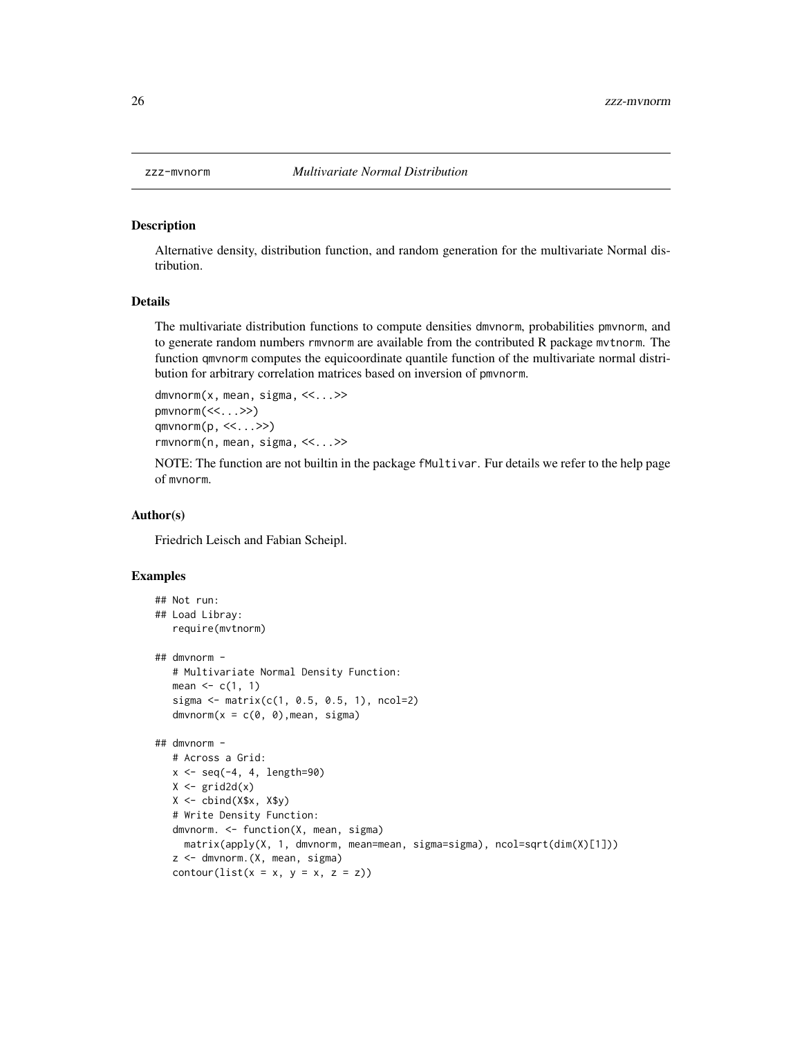# zzz-mvnorm *Multivariate Normal Distribution*

## Description

Alternative density, distribution function, and random generation for the multivariate Normal distribution.

## Details

The multivariate distribution functions to compute densities dmvnorm, probabilities pmvnorm, and to generate random numbers rmvnorm are available from the contributed R package mvtnorm. The function qmvnorm computes the equicoordinate quantile function of the multivariate normal distribution for arbitrary correlation matrices based on inversion of pmvnorm.

```
dmvnorm(x, mean, sigma, <<...>>
pmvnorm(<<...>>)
qmvnorm(p, <<...>>)
rmvnorm(n, mean, sigma, <<...>>
```

NOTE: The function are not builtin in the package fMultivar. Fur details we refer to the help page of mvnorm.

## Author(s)

Friedrich Leisch and Fabian Scheipl.

## Examples

```
## Not run:
## Load Libray:
   require(mvtnorm)

## dmvnorm -
   # Multivariate Normal Density Function:
   mean <- c(1, 1)
   sigma <- matrix(c(1, 0.5, 0.5, 1), ncol=2)
   dmvnorm(x = c(0, 0),mean, sigma)

## dmvnorm -
   # Across a Grid:
   x <- seq(-4, 4, length=90)
   X <- grid2d(x)
   X <- cbind(X$x, X$y)
   # Write Density Function:
   dmvnorm. <- function(X, mean, sigma)
     matrix(apply(X, 1, dmvnorm, mean=mean, sigma=sigma), ncol=sqrt(dim(X)[1]))
   z <- dmvnorm.(X, mean, sigma)
   contour(list(x = x, y = x, z = z))
```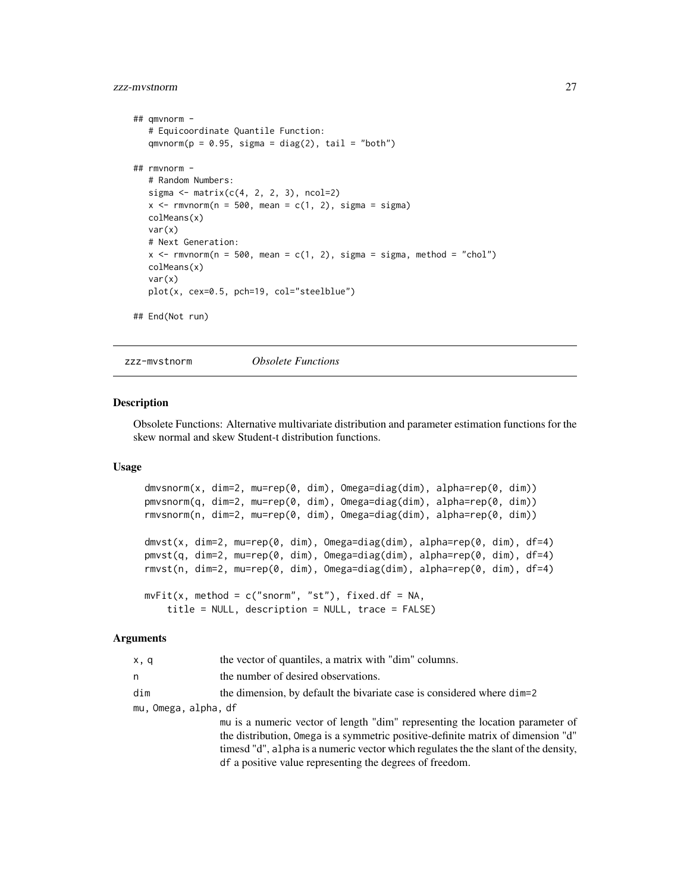```
## qmvnorm -
   # Equicoordinate Quantile Function:
   qmvnorm(p = 0.95, sigma = diag(2), tail = "both")

## rmvnorm -
   # Random Numbers:
   sigma <- matrix(c(4, 2, 2, 3), ncol=2)
   x <- rmvnorm(n = 500, mean = c(1, 2), sigma = sigma)
   colMeans(x)
   var(x)
   # Next Generation:
   x <- rmvnorm(n = 500, mean = c(1, 2), sigma = sigma, method = "chol")
   colMeans(x)
   var(x)
   plot(x, cex=0.5, pch=19, col="steelblue")

## End(Not run)
```

## zzz-mvstnorm *Obsolete Functions*

### Description

Obsolete Functions: Alternative multivariate distribution and parameter estimation functions for the skew normal and skew Student-t distribution functions.

### Usage

```
dmvsnorm(x, dim=2, mu=rep(0, dim), Omega=diag(dim), alpha=rep(0, dim))
pmvsnorm(q, dim=2, mu=rep(0, dim), Omega=diag(dim), alpha=rep(0, dim))
rmvsnorm(n, dim=2, mu=rep(0, dim), Omega=diag(dim), alpha=rep(0, dim))

dmvst(x, dim=2, mu=rep(0, dim), Omega=diag(dim), alpha=rep(0, dim), df=4)
pmvst(q, dim=2, mu=rep(0, dim), Omega=diag(dim), alpha=rep(0, dim), df=4)
rmvst(n, dim=2, mu=rep(0, dim), Omega=diag(dim), alpha=rep(0, dim), df=4)

mvFit(x, method = c("snorm", "st"), fixed.df = NA,
    title = NULL, description = NULL, trace = FALSE)
```

### Arguments

| | |
|---|---|
| `x, q` | the vector of quantiles, a matrix with "dim" columns. |
| `n` | the number of desired observations. |
| `dim` | the dimension, by default the bivariate case is considered where `dim=2` |
| `mu, Omega, alpha, df` | `mu` is a numeric vector of length "dim" representing the location parameter of the distribution, `Omega` is a symmetric positive-definite matrix of dimension "d" timesd "d", `alpha` is a numeric vector which regulates the the slant of the density, `df` a positive value representing the degrees of freedom. |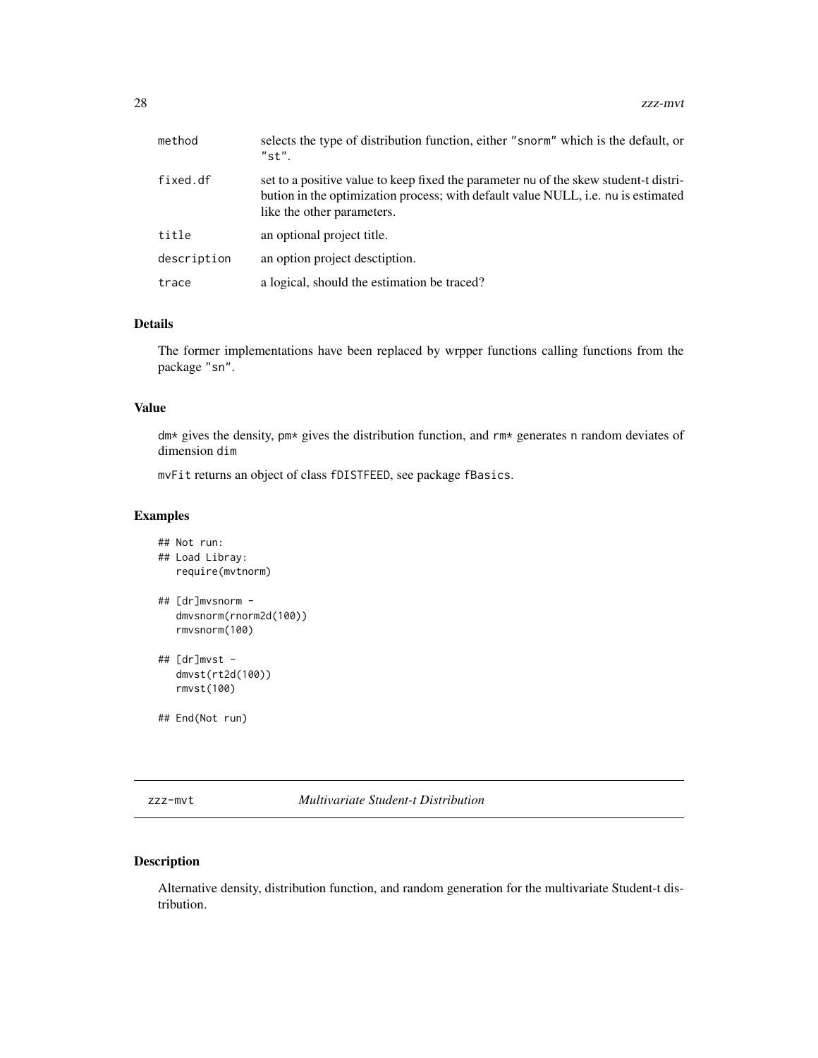| | |
|---|---|
| method | selects the type of distribution function, either "snorm" which is the default, or "st". |
| fixed.df | set to a positive value to keep fixed the parameter nu of the skew student-t distribution in the optimization process; with default value NULL, i.e. nu is estimated like the other parameters. |
| title | an optional project title. |
| description | an option project desctiption. |
| trace | a logical, should the estimation be traced? |

### Details

The former implementations have been replaced by wrpper functions calling functions from the package "sn".

### Value

dm* gives the density, pm* gives the distribution function, and rm* generates n random deviates of dimension dim

mvFit returns an object of class fDISTFEED, see package fBasics.

### Examples

```
## Not run:
## Load Libray:
   require(mvtnorm)

## [dr]mvsnorm -
   dmvsnorm(rnorm2d(100))
   rmvsnorm(100)

## [dr]mvst -
   dmvst(rt2d(100))
   rmvst(100)

## End(Not run)
```

## zzz-mvt *Multivariate Student-t Distribution*

### Description

Alternative density, distribution function, and random generation for the multivariate Student-t distribution.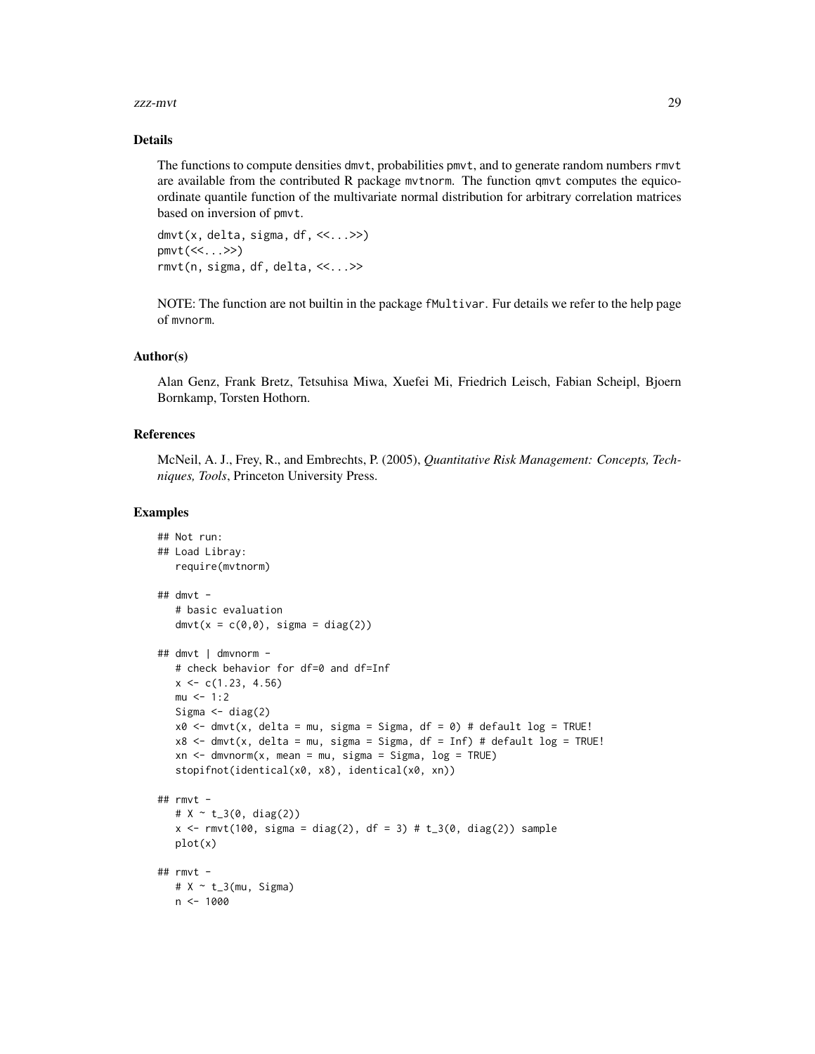## Details

The functions to compute densities dmvt, probabilities pmvt, and to generate random numbers rmvt are available from the contributed R package mvtnorm. The function qmvt computes the equicoordinate quantile function of the multivariate normal distribution for arbitrary correlation matrices based on inversion of pmvt.

```
dmvt(x, delta, sigma, df, <<...>>)
pmvt(<<...>>)
rmvt(n, sigma, df, delta, <<...>>
```

NOTE: The function are not builtin in the package fMultivar. Fur details we refer to the help page of mvnorm.

## Author(s)

Alan Genz, Frank Bretz, Tetsuhisa Miwa, Xuefei Mi, Friedrich Leisch, Fabian Scheipl, Bjoern Bornkamp, Torsten Hothorn.

## References

McNeil, A. J., Frey, R., and Embrechts, P. (2005), *Quantitative Risk Management: Concepts, Techniques, Tools*, Princeton University Press.

## Examples

```
## Not run:
## Load Libray:
   require(mvtnorm)

## dmvt -
   # basic evaluation
   dmvt(x = c(0,0), sigma = diag(2))

## dmvt | dmvnorm -
   # check behavior for df=0 and df=Inf
   x <- c(1.23, 4.56)
   mu <- 1:2
   Sigma <- diag(2)
   x0 <- dmvt(x, delta = mu, sigma = Sigma, df = 0) # default log = TRUE!
   x8 <- dmvt(x, delta = mu, sigma = Sigma, df = Inf) # default log = TRUE!
   xn <- dmvnorm(x, mean = mu, sigma = Sigma, log = TRUE)
   stopifnot(identical(x0, x8), identical(x0, xn))

## rmvt -
   # X ~ t_3(0, diag(2))
   x <- rmvt(100, sigma = diag(2), df = 3) # t_3(0, diag(2)) sample
   plot(x)

## rmvt -
   # X ~ t_3(mu, Sigma)
   n <- 1000
```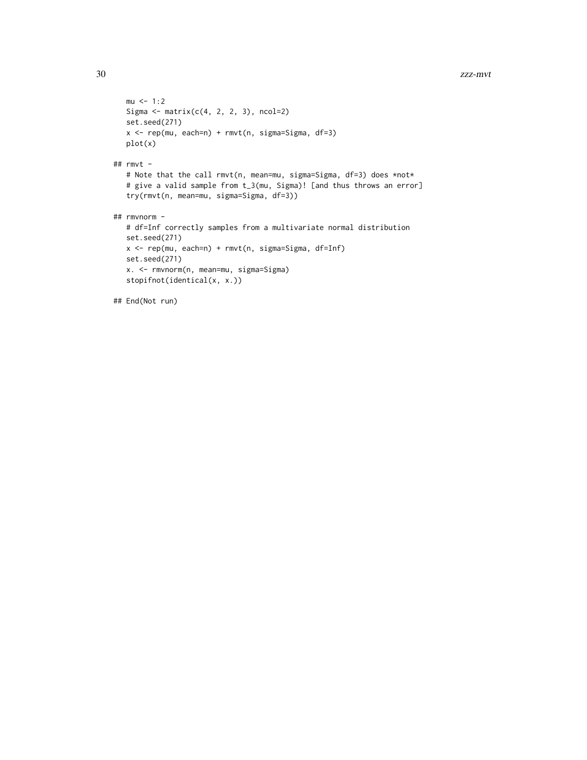```
   mu <- 1:2
   Sigma <- matrix(c(4, 2, 2, 3), ncol=2)
   set.seed(271)
   x <- rep(mu, each=n) + rmvt(n, sigma=Sigma, df=3)
   plot(x)

## rmvt -
   # Note that the call rmvt(n, mean=mu, sigma=Sigma, df=3) does *not*
   # give a valid sample from t_3(mu, Sigma)! [and thus throws an error]
   try(rmvt(n, mean=mu, sigma=Sigma, df=3))

## rmvnorm -
   # df=Inf correctly samples from a multivariate normal distribution
   set.seed(271)
   x <- rep(mu, each=n) + rmvt(n, sigma=Sigma, df=Inf)
   set.seed(271)
   x. <- rmvnorm(n, mean=mu, sigma=Sigma)
   stopifnot(identical(x, x.))

## End(Not run)
```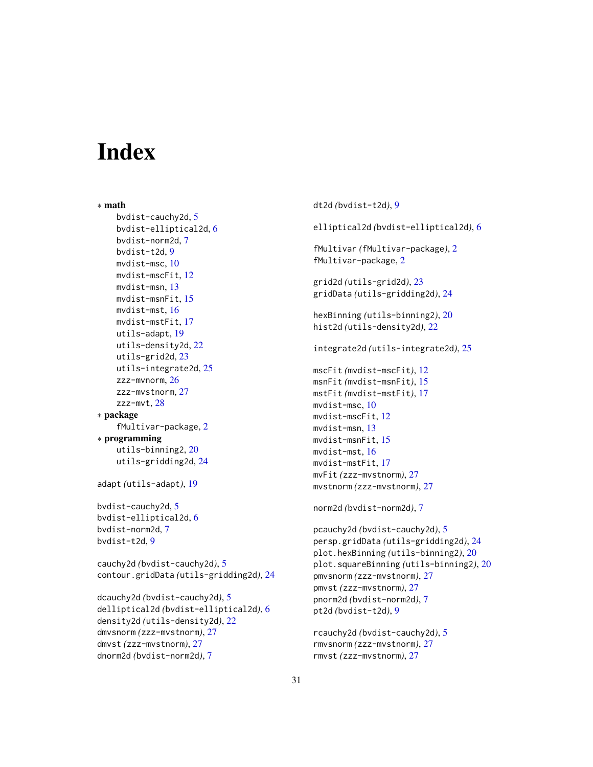# Index

∗ **math**

bvdist-cauchy2d, 5
bvdist-elliptical2d, 6
bvdist-norm2d, 7
bvdist-t2d, 9
mvdist-msc, 10
mvdist-mscFit, 12
mvdist-msn, 13
mvdist-msnFit, 15
mvdist-mst, 16
mvdist-mstFit, 17
utils-adapt, 19
utils-density2d, 22
utils-grid2d, 23
utils-integrate2d, 25
zzz-mvnorm, 26
zzz-mvstnorm, 27
zzz-mvt, 28

∗ **package**

fMultivar-package, 2

∗ **programming**

utils-binning2, 20
utils-gridding2d, 24

adapt *(*utils-adapt*)*, 19

bvdist-cauchy2d, 5
bvdist-elliptical2d, 6
bvdist-norm2d, 7
bvdist-t2d, 9

cauchy2d *(*bvdist-cauchy2d*)*, 5
contour.gridData *(*utils-gridding2d*)*, 24

dcauchy2d *(*bvdist-cauchy2d*)*, 5
delliptical2d *(*bvdist-elliptical2d*)*, 6
density2d *(*utils-density2d*)*, 22
dmvsnorm *(*zzz-mvstnorm*)*, 27
dmvst *(*zzz-mvstnorm*)*, 27
dnorm2d *(*bvdist-norm2d*)*, 7
dt2d *(*bvdist-t2d*)*, 9

elliptical2d *(*bvdist-elliptical2d*)*, 6

fMultivar *(*fMultivar-package*)*, 2
fMultivar-package, 2

grid2d *(*utils-grid2d*)*, 23
gridData *(*utils-gridding2d*)*, 24

hexBinning *(*utils-binning2*)*, 20
hist2d *(*utils-density2d*)*, 22

integrate2d *(*utils-integrate2d*)*, 25

mscFit *(*mvdist-mscFit*)*, 12
msnFit *(*mvdist-msnFit*)*, 15
mstFit *(*mvdist-mstFit*)*, 17
mvdist-msc, 10
mvdist-mscFit, 12
mvdist-msn, 13
mvdist-msnFit, 15
mvdist-mst, 16
mvdist-mstFit, 17
mvFit *(*zzz-mvstnorm*)*, 27
mvstnorm *(*zzz-mvstnorm*)*, 27

norm2d *(*bvdist-norm2d*)*, 7

pcauchy2d *(*bvdist-cauchy2d*)*, 5
persp.gridData *(*utils-gridding2d*)*, 24
plot.hexBinning *(*utils-binning2*)*, 20
plot.squareBinning *(*utils-binning2*)*, 20
pmvsnorm *(*zzz-mvstnorm*)*, 27
pmvst *(*zzz-mvstnorm*)*, 27
pnorm2d *(*bvdist-norm2d*)*, 7
pt2d *(*bvdist-t2d*)*, 9

rcauchy2d *(*bvdist-cauchy2d*)*, 5
rmvsnorm *(*zzz-mvstnorm*)*, 27
rmvst *(*zzz-mvstnorm*)*, 27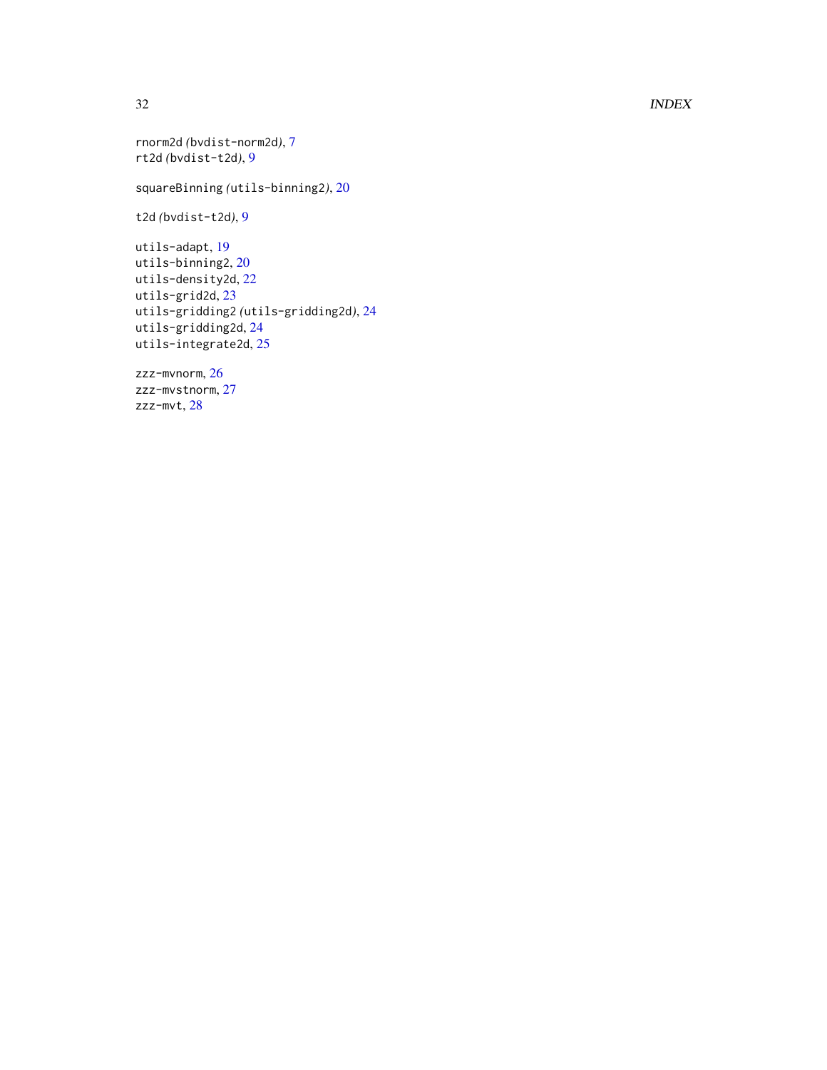rnorm2d *(*bvdist-norm2d*)*, 7
rt2d *(*bvdist-t2d*)*, 9

squareBinning *(*utils-binning2*)*, 20

t2d *(*bvdist-t2d*)*, 9

utils-adapt, 19
utils-binning2, 20
utils-density2d, 22
utils-grid2d, 23
utils-gridding2 *(*utils-gridding2d*)*, 24
utils-gridding2d, 24
utils-integrate2d, 25

zzz-mvnorm, 26
zzz-mvstnorm, 27
zzz-mvt, 28